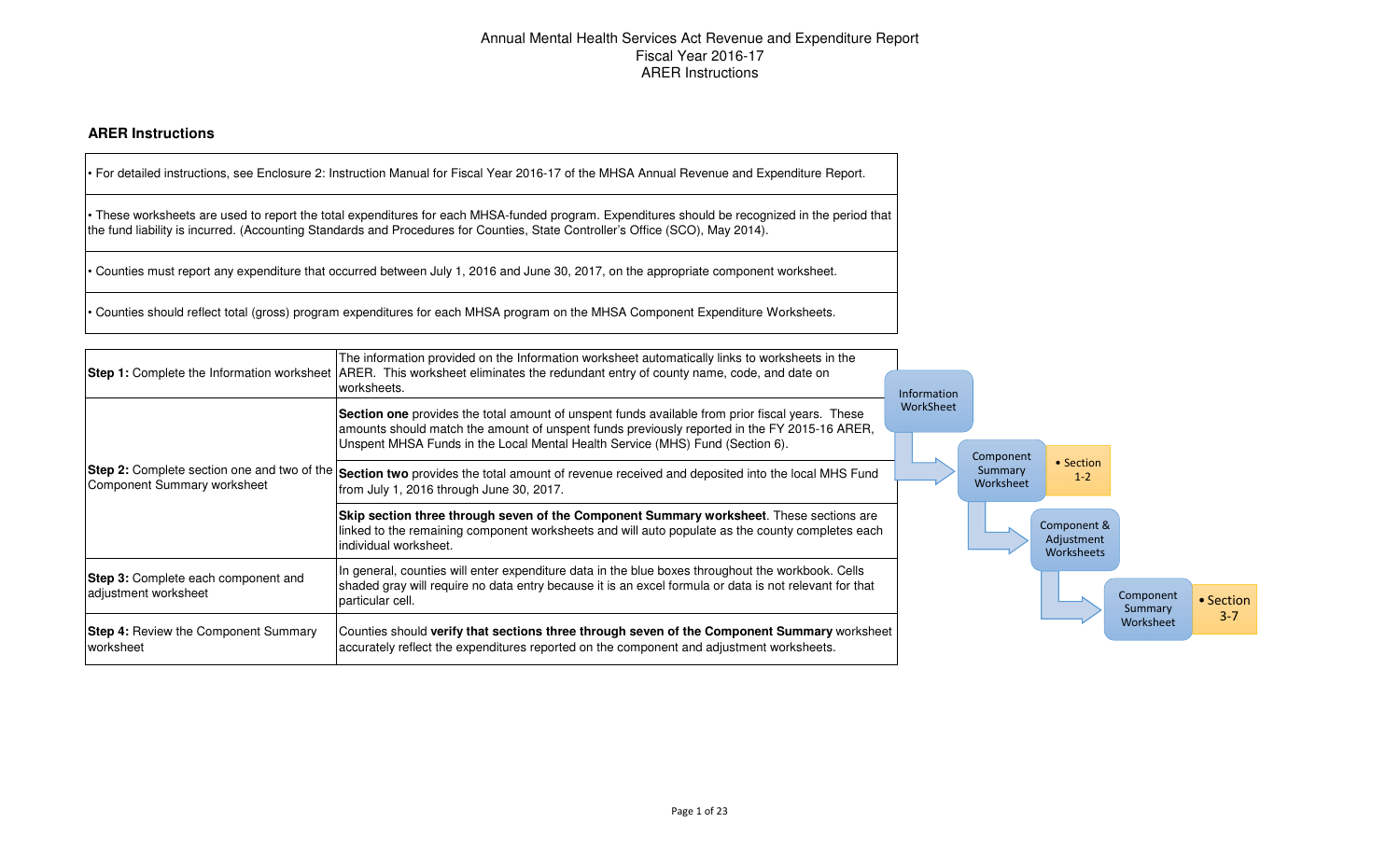# Annual Mental Health Services Act Revenue and Expenditure Report
## Fiscal Year 2016-17
## ARER Instructions

### ARER Instructions

| |
|---|
| • For detailed instructions, see Enclosure 2: Instruction Manual for Fiscal Year 2016-17 of the MHSA Annual Revenue and Expenditure Report. |
| • These worksheets are used to report the total expenditures for each MHSA-funded program. Expenditures should be recognized in the period that the fund liability is incurred. (Accounting Standards and Procedures for Counties, State Controller's Office (SCO), May 2014). |
| • Counties must report any expenditure that occurred between July 1, 2016 and June 30, 2017, on the appropriate component worksheet. |
| • Counties should reflect total (gross) program expenditures for each MHSA program on the MHSA Component Expenditure Worksheets. |

| Step | Description |
|---|---|
| **Step 1:** Complete the Information worksheet | The information provided on the Information worksheet automatically links to worksheets in the ARER. This worksheet eliminates the redundant entry of county name, code, and date on worksheets. |
| **Step 2:** Complete section one and two of the Component Summary worksheet | **Section one** provides the total amount of unspent funds available from prior fiscal years. These amounts should match the amount of unspent funds previously reported in the FY 2015-16 ARER, Unspent MHSA Funds in the Local Mental Health Service (MHS) Fund (Section 6). |
| | **Section two** provides the total amount of revenue received and deposited into the local MHS Fund from July 1, 2016 through June 30, 2017. |
| | **Skip section three through seven of the Component Summary worksheet**. These sections are linked to the remaining component worksheets and will auto populate as the county completes each individual worksheet. |
| **Step 3:** Complete each component and adjustment worksheet | In general, counties will enter expenditure data in the blue boxes throughout the workbook. Cells shaded gray will require no data entry because it is an excel formula or data is not relevant for that particular cell. |
| **Step 4:** Review the Component Summary worksheet | Counties should **verify that sections three through seven of the Component Summary** worksheet accurately reflect the expenditures reported on the component and adjustment worksheets. |

Information WorkSheet → Component Summary Worksheet (• Section 1-2) → Component & Adjustment Worksheets → Component Summary Worksheet (• Section 3-7)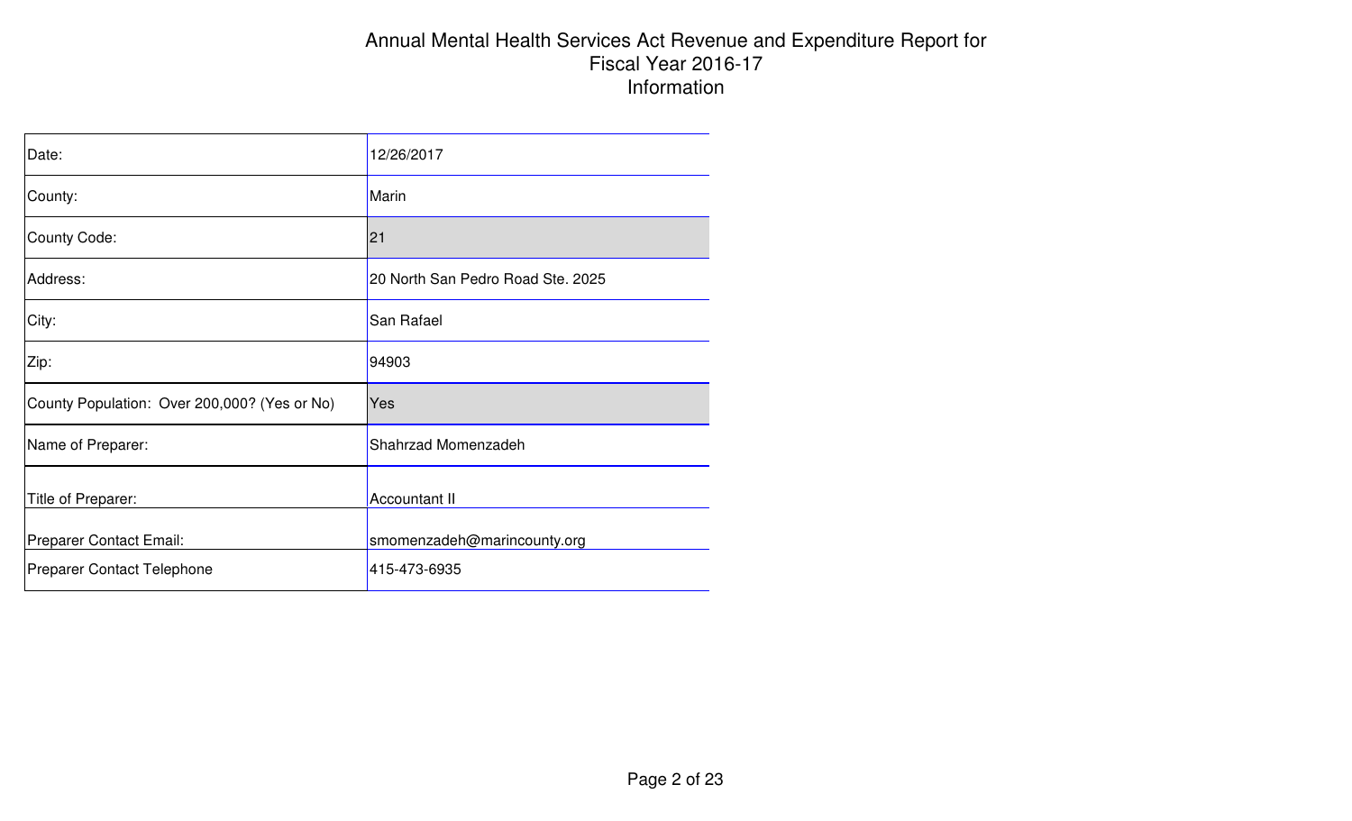# Annual Mental Health Services Act Revenue and Expenditure Report for Fiscal Year 2016-17
## Information

| | |
|---|---|
| Date: | 12/26/2017 |
| County: | Marin |
| County Code: | 21 |
| Address: | 20 North San Pedro Road Ste. 2025 |
| City: | San Rafael |
| Zip: | 94903 |
| County Population: Over 200,000? (Yes or No) | Yes |
| Name of Preparer: | Shahrzad Momenzadeh |
| Title of Preparer: | Accountant II |
| Preparer Contact Email: | smomenzadeh@marincounty.org |
| Preparer Contact Telephone | 415-473-6935 |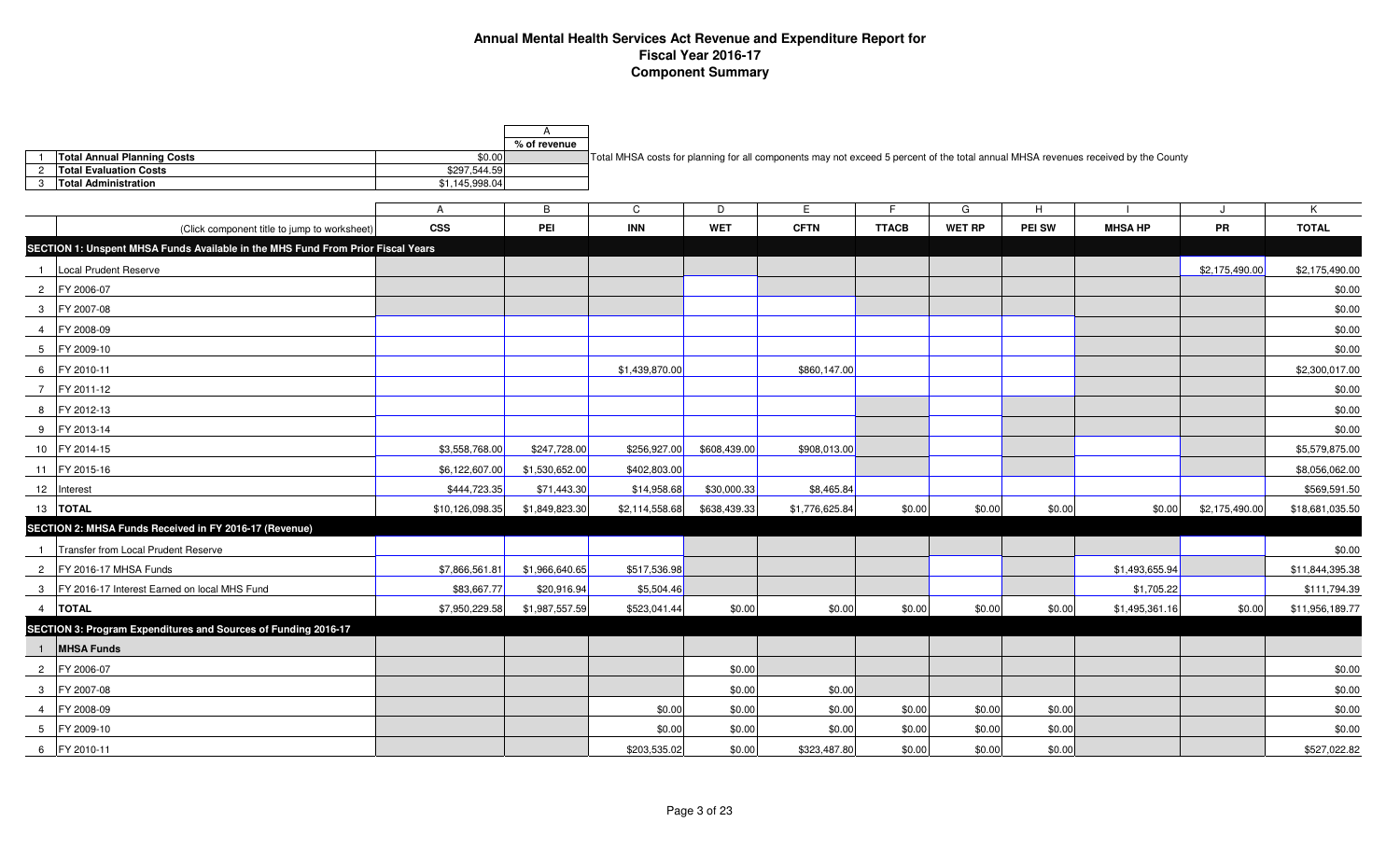# Annual Mental Health Services Act Revenue and Expenditure Report for Fiscal Year 2016-17

## Component Summary

| | | | A |
|---|---|---|---|
| | | | % of revenue |
| 1 | Total Annual Planning Costs | $0.00 | |
| 2 | Total Evaluation Costs | $297,544.59 | |
| 3 | Total Administration | $1,145,998.04 | |

Total MHSA costs for planning for all components may not exceed 5 percent of the total annual MHSA revenues received by the County

| | | A | B | C | D | E | F | G | H | I | J | K |
|---|---|---|---|---|---|---|---|---|---|---|---|---|
| | (Click component title to jump to worksheet) | CSS | PEI | INN | WET | CFTN | TTACB | WET RP | PEI SW | MHSA HP | PR | TOTAL |
| **SECTION 1: Unspent MHSA Funds Available in the MHS Fund From Prior Fiscal Years** | | | | | | | | | | | | |
| 1 | Local Prudent Reserve | | | | | | | | | | $2,175,490.00 | $2,175,490.00 |
| 2 | FY 2006-07 | | | | | | | | | | | $0.00 |
| 3 | FY 2007-08 | | | | | | | | | | | $0.00 |
| 4 | FY 2008-09 | | | | | | | | | | | $0.00 |
| 5 | FY 2009-10 | | | | | | | | | | | $0.00 |
| 6 | FY 2010-11 | | | $1,439,870.00 | | $860,147.00 | | | | | | $2,300,017.00 |
| 7 | FY 2011-12 | | | | | | | | | | | $0.00 |
| 8 | FY 2012-13 | | | | | | | | | | | $0.00 |
| 9 | FY 2013-14 | | | | | | | | | | | $0.00 |
| 10 | FY 2014-15 | $3,558,768.00 | $247,728.00 | $256,927.00 | $608,439.00 | $908,013.00 | | | | | | $5,579,875.00 |
| 11 | FY 2015-16 | $6,122,607.00 | $1,530,652.00 | $402,803.00 | | | | | | | | $8,056,062.00 |
| 12 | Interest | $444,723.35 | $71,443.30 | $14,958.68 | $30,000.33 | $8,465.84 | | | | | | $569,591.50 |
| 13 | **TOTAL** | $10,126,098.35 | $1,849,823.30 | $2,114,558.68 | $638,439.33 | $1,776,625.84 | $0.00 | $0.00 | $0.00 | $0.00 | $2,175,490.00 | $18,681,035.50 |
| **SECTION 2: MHSA Funds Received in FY 2016-17 (Revenue)** | | | | | | | | | | | | |
| 1 | Transfer from Local Prudent Reserve | | | | | | | | | | | $0.00 |
| 2 | FY 2016-17 MHSA Funds | $7,866,561.81 | $1,966,640.65 | $517,536.98 | | | | | | $1,493,655.94 | | $11,844,395.38 |
| 3 | FY 2016-17 Interest Earned on local MHS Fund | $83,667.77 | $20,916.94 | $5,504.46 | | | | | | $1,705.22 | | $111,794.39 |
| 4 | **TOTAL** | $7,950,229.58 | $1,987,557.59 | $523,041.44 | $0.00 | $0.00 | $0.00 | $0.00 | $0.00 | $1,495,361.16 | $0.00 | $11,956,189.77 |
| **SECTION 3: Program Expenditures and Sources of Funding 2016-17** | | | | | | | | | | | | |
| 1 | **MHSA Funds** | | | | | | | | | | | |
| 2 | FY 2006-07 | | | | $0.00 | | | | | | | $0.00 |
| 3 | FY 2007-08 | | | | $0.00 | $0.00 | | | | | | $0.00 |
| 4 | FY 2008-09 | | | $0.00 | $0.00 | $0.00 | $0.00 | $0.00 | $0.00 | | | $0.00 |
| 5 | FY 2009-10 | | | $0.00 | $0.00 | $0.00 | $0.00 | $0.00 | $0.00 | | | $0.00 |
| 6 | FY 2010-11 | | | $203,535.02 | $0.00 | $323,487.80 | $0.00 | $0.00 | $0.00 | | | $527,022.82 |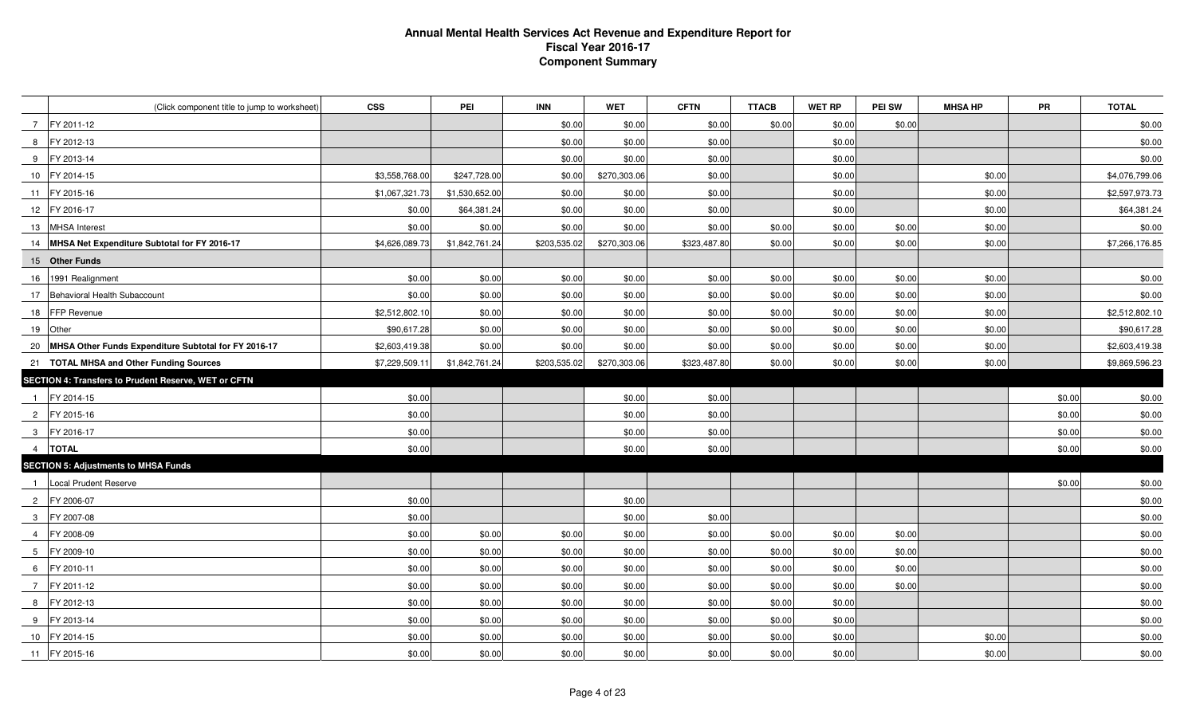# Annual Mental Health Services Act Revenue and Expenditure Report for Fiscal Year 2016-17 Component Summary

| | (Click component title to jump to worksheet) | CSS | PEI | INN | WET | CFTN | TTACB | WET RP | PEI SW | MHSA HP | PR | TOTAL |
|---|---|---|---|---|---|---|---|---|---|---|---|---|
| 7 | FY 2011-12 | | | $0.00 | $0.00 | $0.00 | $0.00 | $0.00 | $0.00 | | | $0.00 |
| 8 | FY 2012-13 | | | $0.00 | $0.00 | $0.00 | | $0.00 | | | | $0.00 |
| 9 | FY 2013-14 | | | $0.00 | $0.00 | $0.00 | | $0.00 | | | | $0.00 |
| 10 | FY 2014-15 | $3,558,768.00 | $247,728.00 | $0.00 | $270,303.06 | $0.00 | | $0.00 | | $0.00 | | $4,076,799.06 |
| 11 | FY 2015-16 | $1,067,321.73 | $1,530,652.00 | $0.00 | $0.00 | $0.00 | | $0.00 | | $0.00 | | $2,597,973.73 |
| 12 | FY 2016-17 | $0.00 | $64,381.24 | $0.00 | $0.00 | $0.00 | | $0.00 | | $0.00 | | $64,381.24 |
| 13 | MHSA Interest | $0.00 | $0.00 | $0.00 | $0.00 | $0.00 | $0.00 | $0.00 | $0.00 | $0.00 | | $0.00 |
| 14 | **MHSA Net Expenditure Subtotal for FY 2016-17** | $4,626,089.73 | $1,842,761.24 | $203,535.02 | $270,303.06 | $323,487.80 | $0.00 | $0.00 | $0.00 | $0.00 | | $7,266,176.85 |
| 15 | **Other Funds** | | | | | | | | | | | |
| 16 | 1991 Realignment | $0.00 | $0.00 | $0.00 | $0.00 | $0.00 | $0.00 | $0.00 | $0.00 | $0.00 | | $0.00 |
| 17 | Behavioral Health Subaccount | $0.00 | $0.00 | $0.00 | $0.00 | $0.00 | $0.00 | $0.00 | $0.00 | $0.00 | | $0.00 |
| 18 | FFP Revenue | $2,512,802.10 | $0.00 | $0.00 | $0.00 | $0.00 | $0.00 | $0.00 | $0.00 | $0.00 | | $2,512,802.10 |
| 19 | Other | $90,617.28 | $0.00 | $0.00 | $0.00 | $0.00 | $0.00 | $0.00 | $0.00 | $0.00 | | $90,617.28 |
| 20 | **MHSA Other Funds Expenditure Subtotal for FY 2016-17** | $2,603,419.38 | $0.00 | $0.00 | $0.00 | $0.00 | $0.00 | $0.00 | $0.00 | $0.00 | | $2,603,419.38 |
| 21 | **TOTAL MHSA and Other Funding Sources** | $7,229,509.11 | $1,842,761.24 | $203,535.02 | $270,303.06 | $323,487.80 | $0.00 | $0.00 | $0.00 | $0.00 | | $9,869,596.23 |
| **SECTION 4: Transfers to Prudent Reserve, WET or CFTN** | | | | | | | | | | | | |
| 1 | FY 2014-15 | $0.00 | | | $0.00 | $0.00 | | | | | $0.00 | $0.00 |
| 2 | FY 2015-16 | $0.00 | | | $0.00 | $0.00 | | | | | $0.00 | $0.00 |
| 3 | FY 2016-17 | $0.00 | | | $0.00 | $0.00 | | | | | $0.00 | $0.00 |
| 4 | **TOTAL** | $0.00 | | | $0.00 | $0.00 | | | | | $0.00 | $0.00 |
| **SECTION 5: Adjustments to MHSA Funds** | | | | | | | | | | | | |
| 1 | Local Prudent Reserve | | | | | | | | | | $0.00 | $0.00 |
| 2 | FY 2006-07 | $0.00 | | | $0.00 | | | | | | | $0.00 |
| 3 | FY 2007-08 | $0.00 | | | $0.00 | $0.00 | | | | | | $0.00 |
| 4 | FY 2008-09 | $0.00 | $0.00 | $0.00 | $0.00 | $0.00 | $0.00 | $0.00 | $0.00 | | | $0.00 |
| 5 | FY 2009-10 | $0.00 | $0.00 | $0.00 | $0.00 | $0.00 | $0.00 | $0.00 | $0.00 | | | $0.00 |
| 6 | FY 2010-11 | $0.00 | $0.00 | $0.00 | $0.00 | $0.00 | $0.00 | $0.00 | $0.00 | | | $0.00 |
| 7 | FY 2011-12 | $0.00 | $0.00 | $0.00 | $0.00 | $0.00 | $0.00 | $0.00 | $0.00 | | | $0.00 |
| 8 | FY 2012-13 | $0.00 | $0.00 | $0.00 | $0.00 | $0.00 | $0.00 | $0.00 | | | | $0.00 |
| 9 | FY 2013-14 | $0.00 | $0.00 | $0.00 | $0.00 | $0.00 | $0.00 | $0.00 | | | | $0.00 |
| 10 | FY 2014-15 | $0.00 | $0.00 | $0.00 | $0.00 | $0.00 | $0.00 | $0.00 | | $0.00 | | $0.00 |
| 11 | FY 2015-16 | $0.00 | $0.00 | $0.00 | $0.00 | $0.00 | $0.00 | $0.00 | | $0.00 | | $0.00 |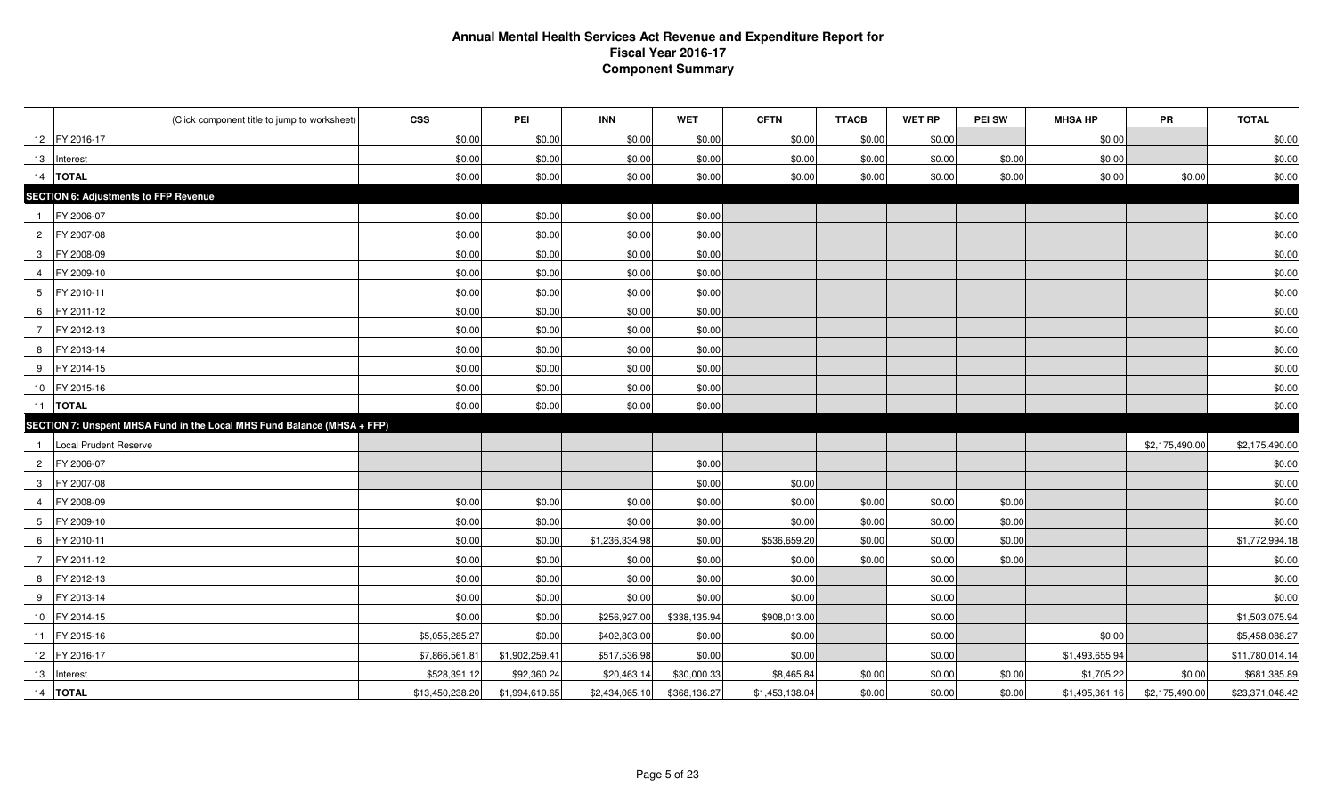# Annual Mental Health Services Act Revenue and Expenditure Report for Fiscal Year 2016-17 Component Summary

| | (Click component title to jump to worksheet) | CSS | PEI | INN | WET | CFTN | TTACB | WET RP | PEI SW | MHSA HP | PR | TOTAL |
|---|---|---|---|---|---|---|---|---|---|---|---|---|
| 12 | FY 2016-17 | $0.00 | $0.00 | $0.00 | $0.00 | $0.00 | $0.00 | $0.00 | | $0.00 | | $0.00 |
| 13 | Interest | $0.00 | $0.00 | $0.00 | $0.00 | $0.00 | $0.00 | $0.00 | $0.00 | $0.00 | | $0.00 |
| 14 | **TOTAL** | $0.00 | $0.00 | $0.00 | $0.00 | $0.00 | $0.00 | $0.00 | $0.00 | $0.00 | $0.00 | $0.00 |
| | **SECTION 6: Adjustments to FFP Revenue** | | | | | | | | | | | |
| 1 | FY 2006-07 | $0.00 | $0.00 | $0.00 | $0.00 | | | | | | | $0.00 |
| 2 | FY 2007-08 | $0.00 | $0.00 | $0.00 | $0.00 | | | | | | | $0.00 |
| 3 | FY 2008-09 | $0.00 | $0.00 | $0.00 | $0.00 | | | | | | | $0.00 |
| 4 | FY 2009-10 | $0.00 | $0.00 | $0.00 | $0.00 | | | | | | | $0.00 |
| 5 | FY 2010-11 | $0.00 | $0.00 | $0.00 | $0.00 | | | | | | | $0.00 |
| 6 | FY 2011-12 | $0.00 | $0.00 | $0.00 | $0.00 | | | | | | | $0.00 |
| 7 | FY 2012-13 | $0.00 | $0.00 | $0.00 | $0.00 | | | | | | | $0.00 |
| 8 | FY 2013-14 | $0.00 | $0.00 | $0.00 | $0.00 | | | | | | | $0.00 |
| 9 | FY 2014-15 | $0.00 | $0.00 | $0.00 | $0.00 | | | | | | | $0.00 |
| 10 | FY 2015-16 | $0.00 | $0.00 | $0.00 | $0.00 | | | | | | | $0.00 |
| 11 | **TOTAL** | $0.00 | $0.00 | $0.00 | $0.00 | | | | | | | $0.00 |
| | **SECTION 7: Unspent MHSA Fund in the Local MHS Fund Balance (MHSA + FFP)** | | | | | | | | | | | |
| 1 | Local Prudent Reserve | | | | | | | | | | $2,175,490.00 | $2,175,490.00 |
| 2 | FY 2006-07 | | | | $0.00 | | | | | | | $0.00 |
| 3 | FY 2007-08 | | | | $0.00 | $0.00 | | | | | | $0.00 |
| 4 | FY 2008-09 | $0.00 | $0.00 | $0.00 | $0.00 | $0.00 | $0.00 | $0.00 | $0.00 | | | $0.00 |
| 5 | FY 2009-10 | $0.00 | $0.00 | $0.00 | $0.00 | $0.00 | $0.00 | $0.00 | $0.00 | | | $0.00 |
| 6 | FY 2010-11 | $0.00 | $0.00 | $1,236,334.98 | $0.00 | $536,659.20 | $0.00 | $0.00 | $0.00 | | | $1,772,994.18 |
| 7 | FY 2011-12 | $0.00 | $0.00 | $0.00 | $0.00 | $0.00 | $0.00 | $0.00 | $0.00 | | | $0.00 |
| 8 | FY 2012-13 | $0.00 | $0.00 | $0.00 | $0.00 | $0.00 | | $0.00 | | | | $0.00 |
| 9 | FY 2013-14 | $0.00 | $0.00 | $0.00 | $0.00 | $0.00 | | $0.00 | | | | $0.00 |
| 10 | FY 2014-15 | $0.00 | $0.00 | $256,927.00 | $338,135.94 | $908,013.00 | | $0.00 | | | | $1,503,075.94 |
| 11 | FY 2015-16 | $5,055,285.27 | $0.00 | $402,803.00 | $0.00 | $0.00 | | $0.00 | | $0.00 | | $5,458,088.27 |
| 12 | FY 2016-17 | $7,866,561.81 | $1,902,259.41 | $517,536.98 | $0.00 | $0.00 | | $0.00 | | $1,493,655.94 | | $11,780,014.14 |
| 13 | Interest | $528,391.12 | $92,360.24 | $20,463.14 | $30,000.33 | $8,465.84 | $0.00 | $0.00 | $0.00 | $1,705.22 | $0.00 | $681,385.89 |
| 14 | **TOTAL** | $13,450,238.20 | $1,994,619.65 | $2,434,065.10 | $368,136.27 | $1,453,138.04 | $0.00 | $0.00 | $0.00 | $1,495,361.16 | $2,175,490.00 | $23,371,048.42 |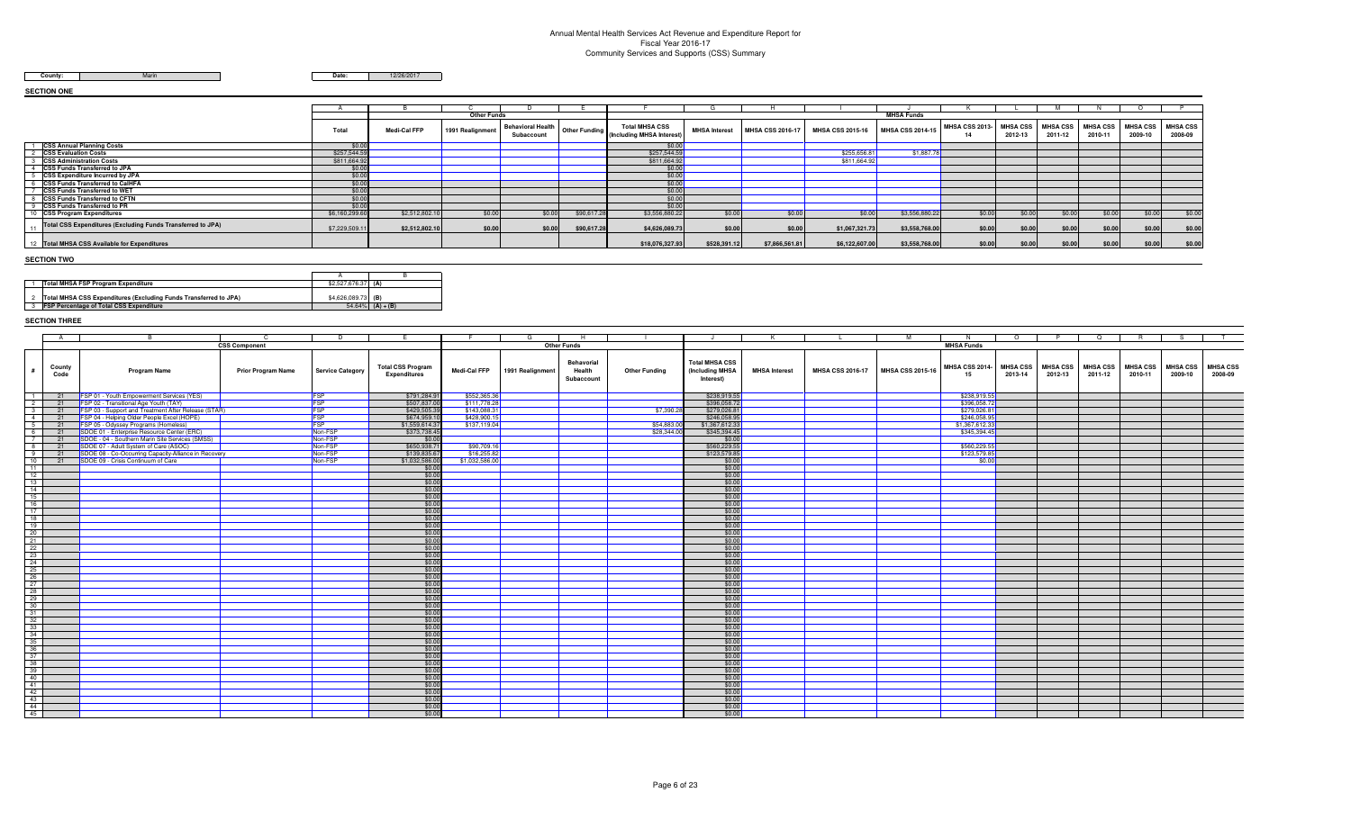# Annual Mental Health Services Act Revenue and Expenditure Report for Fiscal Year 2016-17 Community Services and Supports (CSS) Summary

**County:** Marin **Date:** 12/26/2017

## SECTION ONE

| | | A | B | C | D | E | F | G | H | I | J | K | L | M | N | O | P |
|---|---|---|---|---|---|---|---|---|---|---|---|---|---|---|---|---|---|
| | | | | Other Funds | | | | | | | MHSA Funds | | | | | | |
| | | Total | Medi-Cal FFP | 1991 Realignment | Behavioral Health Subaccount | Other Funding | Total MHSA CSS (Including MHSA Interest) | MHSA Interest | MHSA CSS 2016-17 | MHSA CSS 2015-16 | MHSA CSS 2014-15 | MHSA CSS 2013-14 | MHSA CSS 2012-13 | MHSA CSS 2011-12 | MHSA CSS 2010-11 | MHSA CSS 2009-10 | MHSA CSS 2008-09 |
| 1 | CSS Annual Planning Costs | $0.00 | | | | | $0.00 | | | | | | | | | | |
| 2 | CSS Evaluation Costs | $257,544.59 | | | | | $257,544.59 | | | $255,656.81 | $1,887.78 | | | | | | |
| 3 | CSS Administration Costs | $811,664.92 | | | | | $811,664.92 | | | $811,664.92 | | | | | | | |
| 4 | CSS Funds Transferred to JPA | $0.00 | | | | | $0.00 | | | | | | | | | | |
| 5 | CSS Expenditure Incurred by JPA | $0.00 | | | | | $0.00 | | | | | | | | | | |
| 6 | CSS Funds Transferred to CalHFA | $0.00 | | | | | $0.00 | | | | | | | | | | |
| 7 | CSS Funds Transferred to WET | $0.00 | | | | | $0.00 | | | | | | | | | | |
| 8 | CSS Funds Transferred to CFTN | $0.00 | | | | | $0.00 | | | | | | | | | | |
| 9 | CSS Funds Transferred to PR | $0.00 | | | | | $0.00 | | | | | | | | | | |
| 10 | CSS Program Expenditures | $6,160,299.60 | $2,512,802.10 | $0.00 | $0.00 | $90,617.28 | $3,556,880.22 | $0.00 | $0.00 | $0.00 | $3,556,880.22 | $0.00 | $0.00 | $0.00 | $0.00 | $0.00 | $0.00 |
| 11 | Total CSS Expenditures (Excluding Funds Transferred to JPA) | $7,229,509.11 | $2,512,802.10 | $0.00 | $0.00 | $90,617.28 | $4,626,089.73 | $0.00 | $0.00 | $1,067,321.73 | $3,558,768.00 | $0.00 | $0.00 | $0.00 | $0.00 | $0.00 | $0.00 |
| 12 | Total MHSA CSS Available for Expenditures | | | | | | $18,076,327.93 | $528,391.12 | $7,866,561.81 | $6,122,607.00 | $3,558,768.00 | $0.00 | $0.00 | $0.00 | $0.00 | $0.00 | $0.00 |

## SECTION TWO

| | | A | B |
|---|---|---|---|
| 1 | Total MHSA FSP Program Expenditure | $2,527,676.37 | (A) |
| 2 | Total MHSA CSS Expenditures (Excluding Funds Transferred to JPA) | $4,626,089.73 | (B) |
| 3 | FSP Percentage of Total CSS Expenditure | 54.64% | (A) ÷ (B) |

## SECTION THREE

| | A | B | C | D | E | F | G | H | I | J | K | L | M | N | O | P | Q | R | S | T |
|---|---|---|---|---|---|---|---|---|---|---|---|---|---|---|---|---|---|---|---|---|
| | CSS Component | | | | | Other Funds | | | | MHSA Funds | | | | | | | | | | |
| # | County Code | Program Name | Prior Program Name | Service Category | Total CSS Program Expenditures | Medi-Cal FFP | 1991 Realignment | Behavioral Health Subaccount | Other Funding | Total MHSA CSS (Including MHSA Interest) | MHSA Interest | MHSA CSS 2016-17 | MHSA CSS 2015-16 | MHSA CSS 2014-15 | MHSA CSS 2013-14 | MHSA CSS 2012-13 | MHSA CSS 2011-12 | MHSA CSS 2010-11 | MHSA CSS 2009-10 | MHSA CSS 2008-09 |
| 1 | 21 | FSP 01 - Youth Empowerment Services (YES) | | FSP | $791,284.91 | $552,365.36 | | | | $238,919.55 | | | | $238,919.55 | | | | | | |
| 2 | 21 | FSP 02 - Transitional Age Youth (TAY) | | FSP | $507,837.00 | $111,778.28 | | | | $396,058.72 | | | | $396,058.72 | | | | | | |
| 3 | 21 | FSP 03 - Support and Treatment After Release (STAR) | | FSP | $429,505.39 | $143,088.31 | | | $7,390.28 | $279,026.81 | | | | $279,026.81 | | | | | | |
| 4 | 21 | FSP 04 - Helping Older People Excel (HOPE) | | FSP | $674,959.10 | $428,900.15 | | | | $246,058.95 | | | | $246,058.95 | | | | | | |
| 5 | 21 | FSP 05 - Odyssey Programs (Homeless) | | FSP | $1,559,614.37 | $137,119.04 | | | $54,883.00 | $1,367,612.33 | | | | $1,367,612.33 | | | | | | |
| 6 | 21 | SDOE 01 - Enterprise Resource Center (ERC) | | Non-FSP | $373,738.45 | | | | $28,344.00 | $345,394.45 | | | | $345,394.45 | | | | | | |
| 7 | 21 | SDOE - 04 - Southern Marin Site Services (SMSS) | | Non-FSP | $0.00 | | | | | $0.00 | | | | | | | | | | |
| 8 | 21 | SDOE 07 - Adult System of Care (ASOC) | | Non-FSP | $650,938.71 | $90,709.16 | | | | $560,229.55 | | | | $560,229.55 | | | | | | |
| 9 | 21 | SDOE 08 - Co-Occurring Capacity-Alliance in Recovery | | Non-FSP | $139,835.67 | $16,255.82 | | | | $123,579.85 | | | | $123,579.85 | | | | | | |
| 10 | 21 | SDOE 09 - Crisis Continuum of Care | | Non-FSP | $1,032,586.00 | $1,032,586.00 | | | | $0.00 | | | | $0.00 | | | | | | |
| 11 | | | | | $0.00 | | | | | $0.00 | | | | | | | | | | |
| 12 | | | | | $0.00 | | | | | $0.00 | | | | | | | | | | |
| 13 | | | | | $0.00 | | | | | $0.00 | | | | | | | | | | |
| 14 | | | | | $0.00 | | | | | $0.00 | | | | | | | | | | |
| 15 | | | | | $0.00 | | | | | $0.00 | | | | | | | | | | |
| 16 | | | | | $0.00 | | | | | $0.00 | | | | | | | | | | |
| 17 | | | | | $0.00 | | | | | $0.00 | | | | | | | | | | |
| 18 | | | | | $0.00 | | | | | $0.00 | | | | | | | | | | |
| 19 | | | | | $0.00 | | | | | $0.00 | | | | | | | | | | |
| 20 | | | | | $0.00 | | | | | $0.00 | | | | | | | | | | |
| 21 | | | | | $0.00 | | | | | $0.00 | | | | | | | | | | |
| 22 | | | | | $0.00 | | | | | $0.00 | | | | | | | | | | |
| 23 | | | | | $0.00 | | | | | $0.00 | | | | | | | | | | |
| 24 | | | | | $0.00 | | | | | $0.00 | | | | | | | | | | |
| 25 | | | | | $0.00 | | | | | $0.00 | | | | | | | | | | |
| 26 | | | | | $0.00 | | | | | $0.00 | | | | | | | | | | |
| 27 | | | | | $0.00 | | | | | $0.00 | | | | | | | | | | |
| 28 | | | | | $0.00 | | | | | $0.00 | | | | | | | | | | |
| 29 | | | | | $0.00 | | | | | $0.00 | | | | | | | | | | |
| 30 | | | | | $0.00 | | | | | $0.00 | | | | | | | | | | |
| 31 | | | | | $0.00 | | | | | $0.00 | | | | | | | | | | |
| 32 | | | | | $0.00 | | | | | $0.00 | | | | | | | | | | |
| 33 | | | | | $0.00 | | | | | $0.00 | | | | | | | | | | |
| 34 | | | | | $0.00 | | | | | $0.00 | | | | | | | | | | |
| 35 | | | | | $0.00 | | | | | $0.00 | | | | | | | | | | |
| 36 | | | | | $0.00 | | | | | $0.00 | | | | | | | | | | |
| 37 | | | | | $0.00 | | | | | $0.00 | | | | | | | | | | |
| 38 | | | | | $0.00 | | | | | $0.00 | | | | | | | | | | |
| 39 | | | | | $0.00 | | | | | $0.00 | | | | | | | | | | |
| 40 | | | | | $0.00 | | | | | $0.00 | | | | | | | | | | |
| 41 | | | | | $0.00 | | | | | $0.00 | | | | | | | | | | |
| 42 | | | | | $0.00 | | | | | $0.00 | | | | | | | | | | |
| 43 | | | | | $0.00 | | | | | $0.00 | | | | | | | | | | |
| 44 | | | | | $0.00 | | | | | $0.00 | | | | | | | | | | |
| 45 | | | | | $0.00 | | | | | $0.00 | | | | | | | | | | |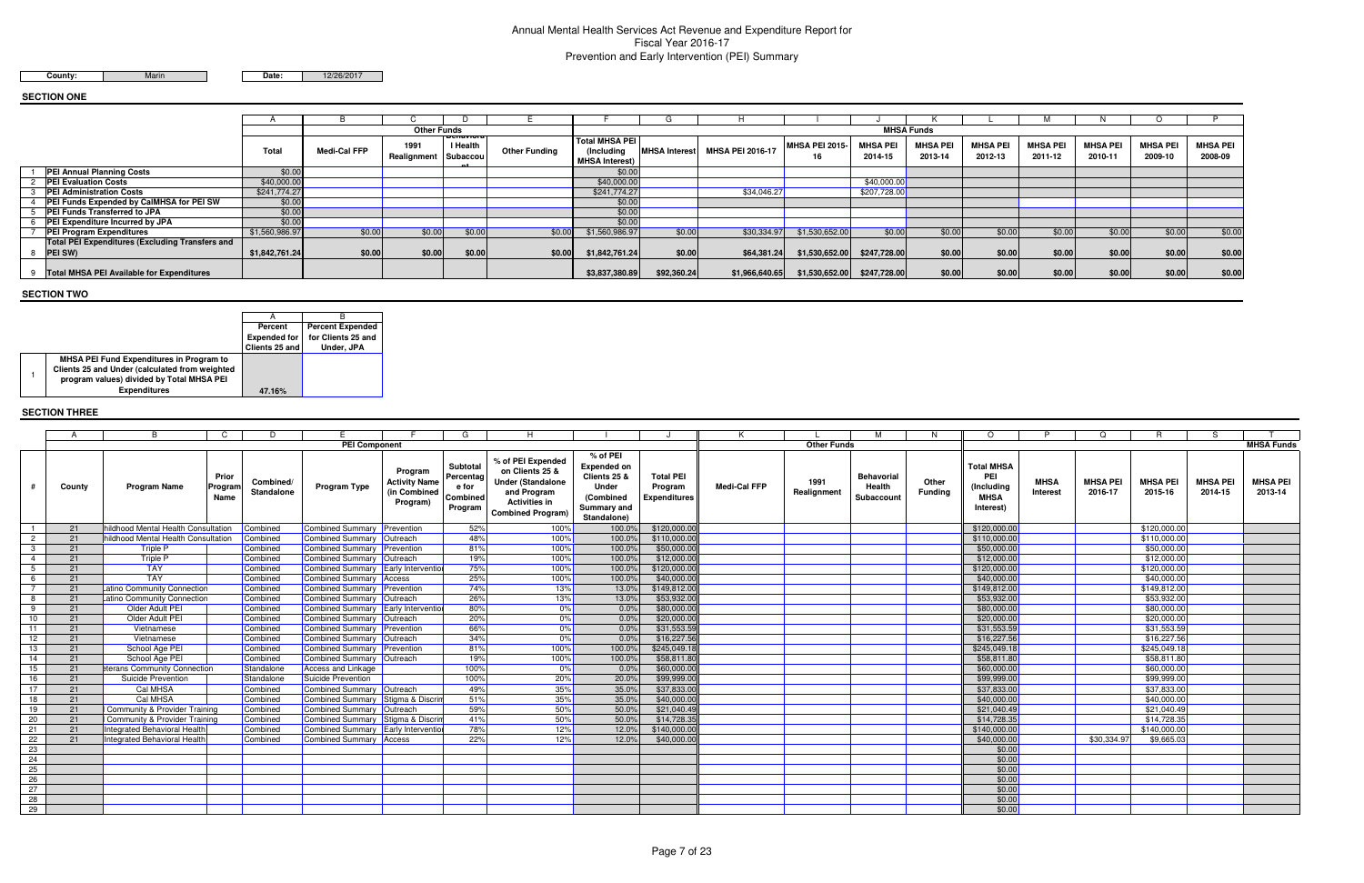# Annual Mental Health Services Act Revenue and Expenditure Report for Fiscal Year 2016-17
## Prevention and Early Intervention (PEI) Summary

**County:** Marin **Date:** 12/26/2017

## SECTION ONE

| | | A | B | C | D | E | F | G | H | I | J | K | L | M | N | O | P |
|---|---|---|---|---|---|---|---|---|---|---|---|---|---|---|---|---|---|
| | | | Other Funds | | | | MHSA Funds | | | | | | | | | | |
| | | Total | Medi-Cal FFP | 1991 Realignment | Behavioral Health Subaccount | Other Funding | Total MHSA PEI (Including MHSA Interest) | MHSA Interest | MHSA PEI 2016-17 | MHSA PEI 2015-16 | MHSA PEI 2014-15 | MHSA PEI 2013-14 | MHSA PEI 2012-13 | MHSA PEI 2011-12 | MHSA PEI 2010-11 | MHSA PEI 2009-10 | MHSA PEI 2008-09 |
| 1 | PEI Annual Planning Costs | $0.00 | | | | | $0.00 | | | | | | | | | | |
| 2 | PEI Evaluation Costs | $40,000.00 | | | | | $40,000.00 | | | | $40,000.00 | | | | | | |
| 3 | PEI Administration Costs | $241,774.27 | | | | | $241,774.27 | | $34,046.27 | | $207,728.00 | | | | | | |
| 4 | PEI Funds Expended by CalMHSA for PEI SW | $0.00 | | | | | $0.00 | | | | | | | | | | |
| 5 | PEI Funds Transferred to JPA | $0.00 | | | | | $0.00 | | | | | | | | | | |
| 6 | PEI Expenditure Incurred by JPA | $0.00 | | | | | $0.00 | | | | | | | | | | |
| 7 | PEI Program Expenditures | $1,560,986.97 | $0.00 | $0.00 | $0.00 | $0.00 | $1,560,986.97 | $0.00 | $30,334.97 | $1,530,652.00 | $0.00 | $0.00 | $0.00 | $0.00 | $0.00 | $0.00 | $0.00 |
| 8 | Total PEI Expenditures (Excluding Transfers and PEI SW) | $1,842,761.24 | $0.00 | $0.00 | $0.00 | $0.00 | $1,842,761.24 | $0.00 | $64,381.24 | $1,530,652.00 | $247,728.00 | $0.00 | $0.00 | $0.00 | $0.00 | $0.00 | $0.00 |
| 9 | Total MHSA PEI Available for Expenditures | | | | | | $3,837,380.89 | $92,360.24 | $1,966,640.65 | $1,530,652.00 | $247,728.00 | $0.00 | $0.00 | $0.00 | $0.00 | $0.00 | $0.00 |

## SECTION TWO

| | | A | B |
|---|---|---|---|
| | | Percent Expended for Clients 25 and Under | Percent Expended for Clients 25 and Under, JPA |
| 1 | MHSA PEI Fund Expenditures in Program to Clients 25 and Under (calculated from weighted program values) divided by Total MHSA PEI Expenditures | 47.16% | |

## SECTION THREE

| | A | B | C | D | E | F | G | H | I | J | K | L | M | N | O | P | Q | R | S | T |
|---|---|---|---|---|---|---|---|---|---|---|---|---|---|---|---|---|---|---|---|---|
| | PEI Component | | | | | | | | | | Other Funds | | | | MHSA Funds | | | | | |
| # | County | Program Name | Prior Program Name | Combined/ Standalone | Program Type | Program Activity Name (in Combined Program) | Subtotal Percentage for Combined Program | % of PEI Expended on Clients 25 & Under (Standalone and Program Activities in Combined Program) | % of PEI Expended on Clients 25 & Under (Combined Summary and Standalone) | Total PEI Program Expenditures | Medi-Cal FFP | 1991 Realignment | Behavioral Health Subaccount | Other Funding | Total MHSA PEI (Including MHSA Interest) | MHSA Interest | MHSA PEI 2016-17 | MHSA PEI 2015-16 | MHSA PEI 2014-15 | MHSA PEI 2013-14 |
| 1 | 21 | Childhood Mental Health Consultation | | Combined | Combined Summary | Prevention | 52% | 100% | 100.0% | $120,000.00 | | | | | $120,000.00 | | | $120,000.00 | | |
| 2 | 21 | Childhood Mental Health Consultation | | Combined | Combined Summary | Outreach | 48% | 100% | 100.0% | $110,000.00 | | | | | $110,000.00 | | | $110,000.00 | | |
| 3 | 21 | Triple P | | Combined | Combined Summary | Prevention | 81% | 100% | 100.0% | $50,000.00 | | | | | $50,000.00 | | | $50,000.00 | | |
| 4 | 21 | Triple P | | Combined | Combined Summary | Outreach | 19% | 100% | 100.0% | $12,000.00 | | | | | $12,000.00 | | | $12,000.00 | | |
| 5 | 21 | TAY | | Combined | Combined Summary | Early Intervention | 75% | 100% | 100.0% | $120,000.00 | | | | | $120,000.00 | | | $120,000.00 | | |
| 6 | 21 | TAY | | Combined | Combined Summary | Access | 25% | 100% | 100.0% | $40,000.00 | | | | | $40,000.00 | | | $40,000.00 | | |
| 7 | 21 | Latino Community Connection | | Combined | Combined Summary | Prevention | 74% | 13% | 13.0% | $149,812.00 | | | | | $149,812.00 | | | $149,812.00 | | |
| 8 | 21 | Latino Community Connection | | Combined | Combined Summary | Outreach | 26% | 13% | 13.0% | $53,932.00 | | | | | $53,932.00 | | | $53,932.00 | | |
| 9 | 21 | Older Adult PEI | | Combined | Combined Summary | Early Intervention | 80% | 0% | 0.0% | $80,000.00 | | | | | $80,000.00 | | | $80,000.00 | | |
| 10 | 21 | Older Adult PEI | | Combined | Combined Summary | Outreach | 20% | 0% | 0.0% | $20,000.00 | | | | | $20,000.00 | | | $20,000.00 | | |
| 11 | 21 | Vietnamese | | Combined | Combined Summary | Prevention | 66% | 0% | 0.0% | $31,553.59 | | | | | $31,553.59 | | | $31,553.59 | | |
| 12 | 21 | Vietnamese | | Combined | Combined Summary | Outreach | 34% | 0% | 0.0% | $16,227.56 | | | | | $16,227.56 | | | $16,227.56 | | |
| 13 | 21 | School Age PEI | | Combined | Combined Summary | Prevention | 81% | 100% | 100.0% | $245,049.18 | | | | | $245,049.18 | | | $245,049.18 | | |
| 14 | 21 | School Age PEI | | Combined | Combined Summary | Outreach | 19% | 100% | 100.0% | $58,811.80 | | | | | $58,811.80 | | | $58,811.80 | | |
| 15 | 21 | Veterans Community Connection | | Standalone | Access and Linkage | | 100% | 0% | 0.0% | $60,000.00 | | | | | $60,000.00 | | | $60,000.00 | | |
| 16 | 21 | Suicide Prevention | | Standalone | Suicide Prevention | | 100% | 20% | 20.0% | $99,999.00 | | | | | $99,999.00 | | | $99,999.00 | | |
| 17 | 21 | Cal MHSA | | Combined | Combined Summary | Outreach | 49% | 35% | 35.0% | $37,833.00 | | | | | $37,833.00 | | | $37,833.00 | | |
| 18 | 21 | Cal MHSA | | Combined | Combined Summary | Stigma & Discrim | 51% | 35% | 35.0% | $40,000.00 | | | | | $40,000.00 | | | $40,000.00 | | |
| 19 | 21 | Community & Provider Training | | Combined | Combined Summary | Outreach | 59% | 50% | 50.0% | $21,040.49 | | | | | $21,040.49 | | | $21,040.49 | | |
| 20 | 21 | Community & Provider Training | | Combined | Combined Summary | Stigma & Discrim | 41% | 50% | 50.0% | $14,728.35 | | | | | $14,728.35 | | | $14,728.35 | | |
| 21 | 21 | Integrated Behavioral Health | | Combined | Combined Summary | Early Intervention | 78% | 12% | 12.0% | $140,000.00 | | | | | $140,000.00 | | | $140,000.00 | | |
| 22 | 21 | Integrated Behavioral Health | | Combined | Combined Summary | Access | 22% | 12% | 12.0% | $40,000.00 | | | | | $40,000.00 | | $30,334.97 | $9,665.03 | | |
| 23 | | | | | | | | | | | | | | | $0.00 | | | | | |
| 24 | | | | | | | | | | | | | | | $0.00 | | | | | |
| 25 | | | | | | | | | | | | | | | $0.00 | | | | | |
| 26 | | | | | | | | | | | | | | | $0.00 | | | | | |
| 27 | | | | | | | | | | | | | | | $0.00 | | | | | |
| 28 | | | | | | | | | | | | | | | $0.00 | | | | | |
| 29 | | | | | | | | | | | | | | | $0.00 | | | | | |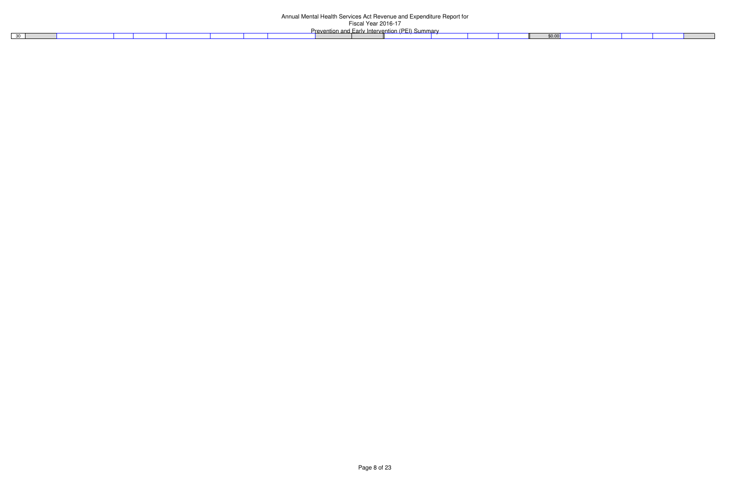# Annual Mental Health Services Act Revenue and Expenditure Report for Fiscal Year 2016-17

## Prevention and Early Intervention (PEI) Summary

| | | | | | | | | | | | | | | | | | | | | |
|---|---|---|---|---|---|---|---|---|---|---|---|---|---|---|---|---|---|---|---|---|
| 30 | | | | | | | | | | | | | | | $0.00 | | | | | |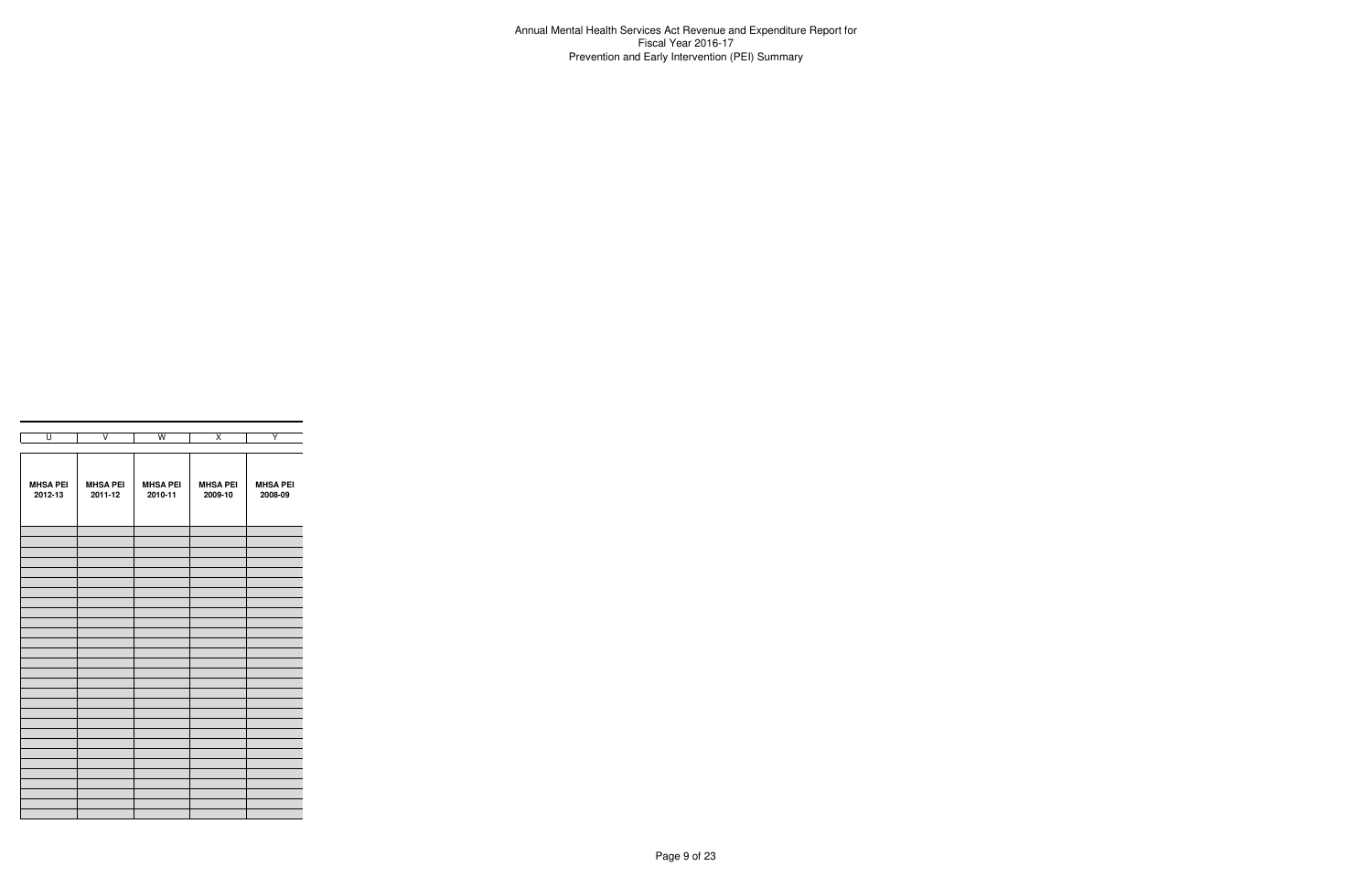# Annual Mental Health Services Act Revenue and Expenditure Report for Fiscal Year 2016-17
## Prevention and Early Intervention (PEI) Summary

| U | V | W | X | Y |
|---|---|---|---|---|
| **MHSA PEI 2012-13** | **MHSA PEI 2011-12** | **MHSA PEI 2010-11** | **MHSA PEI 2009-10** | **MHSA PEI 2008-09** |
| | | | | |
| | | | | |
| | | | | |
| | | | | |
| | | | | |
| | | | | |
| | | | | |
| | | | | |
| | | | | |
| | | | | |
| | | | | |
| | | | | |
| | | | | |
| | | | | |
| | | | | |
| | | | | |
| | | | | |
| | | | | |
| | | | | |
| | | | | |
| | | | | |
| | | | | |
| | | | | |
| | | | | |
| | | | | |
| | | | | |
| | | | | |
| | | | | |
| | | | | |
| | | | | |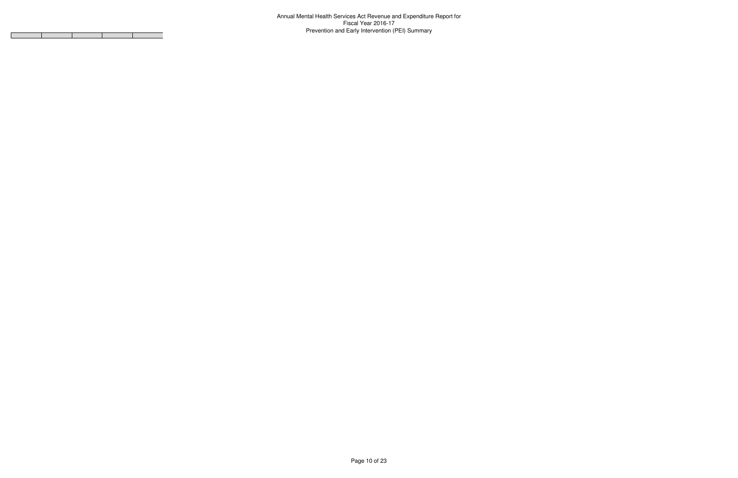Annual Mental Health Services Act Revenue and Expenditure Report for
Fiscal Year 2016-17
Prevention and Early Intervention (PEI) Summary

| | | | | |
|---|---|---|---|---|
| | | | | |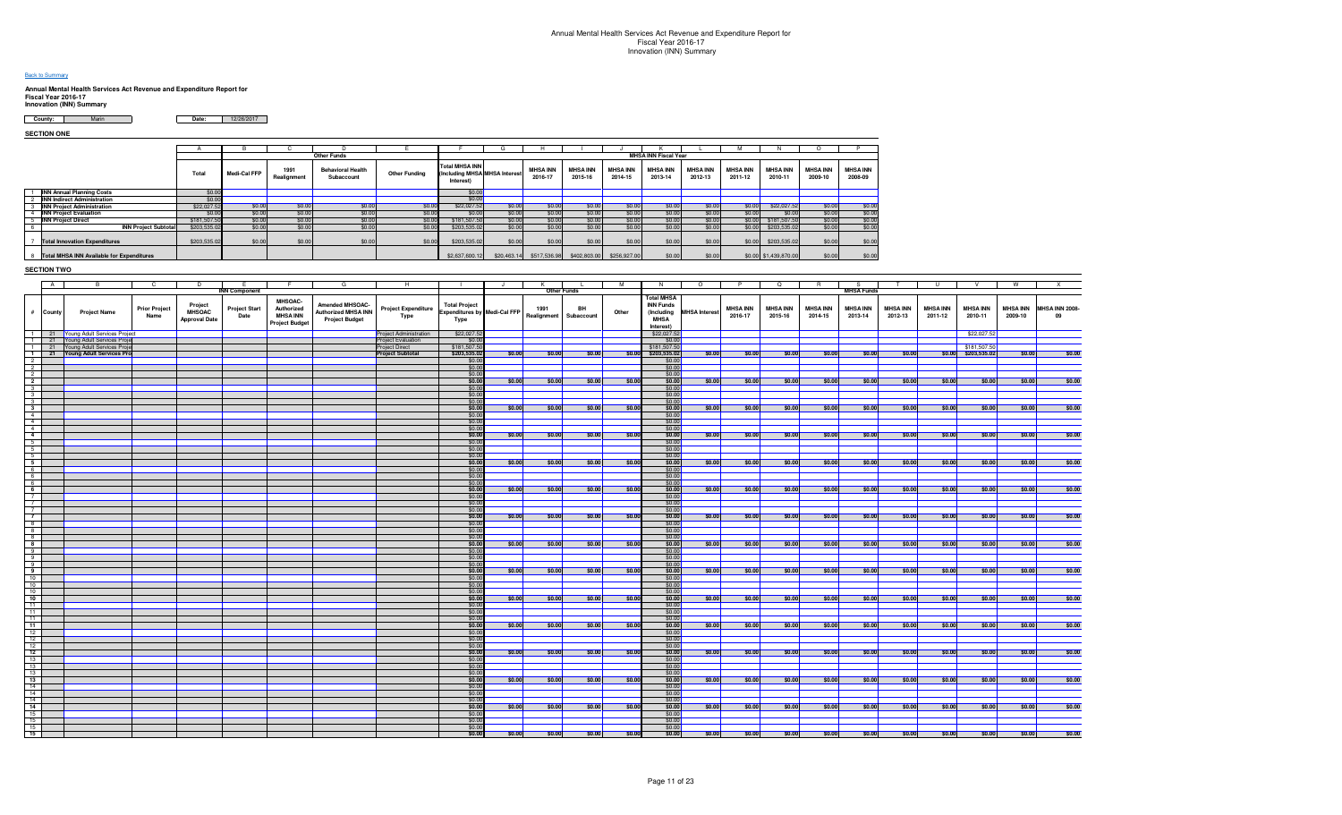# Annual Mental Health Services Act Revenue and Expenditure Report for Fiscal Year 2016-17 Innovation (INN) Summary

Back to Summary

**Annual Mental Health Services Act Revenue and Expenditure Report for Fiscal Year 2016-17 Innovation (INN) Summary**

**County:** Marin **Date:** 12/26/2017

**SECTION ONE**

| | | A | B | C | D | E | F | G | H | I | J | K | L | M | N | O | P |
|---|---|---|---|---|---|---|---|---|---|---|---|---|---|---|---|---|---|
| | | | Other Funds | | | | MHSA INN Fiscal Year | | | | | | | | | | |
| | | Total | Medi-Cal FFP | 1991 Realignment | Behavioral Health Subaccount | Other Funding | Total MHSA INN (Including MHSA Interest) | MHSA Interest | MHSA INN 2016-17 | MHSA INN 2015-16 | MHSA INN 2014-15 | MHSA INN 2013-14 | MHSA INN 2012-13 | MHSA INN 2011-12 | MHSA INN 2010-11 | MHSA INN 2009-10 | MHSA INN 2008-09 |
| 1 | INN Annual Planning Costs | $0.00 | | | | | $0.00 | | | | | | | | | | |
| 2 | INN Indirect Administration | $0.00 | | | | | $0.00 | | | | | | | | | | |
| 3 | INN Project Administration | $22,027.52 | $0.00 | $0.00 | $0.00 | $0.00 | $22,027.52 | $0.00 | $0.00 | $0.00 | $0.00 | $0.00 | $0.00 | $0.00 | $22,027.52 | $0.00 | $0.00 |
| 4 | INN Project Evaluation | $0.00 | $0.00 | $0.00 | $0.00 | $0.00 | $0.00 | $0.00 | $0.00 | $0.00 | $0.00 | $0.00 | $0.00 | $0.00 | $0.00 | $0.00 | $0.00 |
| 5 | INN Project Direct | $181,507.50 | $0.00 | $0.00 | $0.00 | $0.00 | $181,507.50 | $0.00 | $0.00 | $0.00 | $0.00 | $0.00 | $0.00 | $0.00 | $181,507.50 | $0.00 | $0.00 |
| 6 | INN Project Subtotal | $203,535.02 | $0.00 | $0.00 | $0.00 | $0.00 | $203,535.02 | $0.00 | $0.00 | $0.00 | $0.00 | $0.00 | $0.00 | $0.00 | $203,535.02 | $0.00 | $0.00 |
| 7 | Total Innovation Expenditures | $203,535.02 | $0.00 | $0.00 | $0.00 | $0.00 | $203,535.02 | $0.00 | $0.00 | $0.00 | $0.00 | $0.00 | $0.00 | $0.00 | $203,535.02 | $0.00 | $0.00 |
| 8 | Total MHSA INN Available for Expenditures | | | | | | $2,637,600.12 | $20,463.14 | $517,536.98 | $402,803.00 | $256,927.00 | $0.00 | $0.00 | $0.00 | $1,439,870.00 | $0.00 | $0.00 |

**SECTION TWO**

| # | A County | B Project Name | C Prior Project Name | D Project MHSOAC Approval Date | E Project Start Date | F MHSOAC-Authorized MHSA INN Project Budget | G Amended MHSOAC-Authorized MHSA INN Project Budget | H Project Expenditure Type | I Total Project Expenditures by Type | J Medi-Cal FFP | K 1991 Realignment | L BH Subaccount | M Other | N Total MHSA INN Funds (Including MHSA Interest) | O MHSA Interest | P MHSA INN 2016-17 | Q MHSA INN 2015-16 | R MHSA INN 2014-15 | S MHSA INN 2013-14 | T MHSA INN 2012-13 | U MHSA INN 2011-12 | V MHSA INN 2010-11 | W MHSA INN 2009-10 | X MHSA INN 2008-09 |
|---|---|---|---|---|---|---|---|---|---|---|---|---|---|---|---|---|---|---|---|---|---|---|---|---|
| 1 | 21 | Young Adult Services Project | | | | | | Project Administration | $22,027.52 | | | | | $22,027.52 | | | | | | | | $22,027.52 | | |
| 1 | 21 | Young Adult Services Proje | | | | | | Project Evaluation | $0.00 | | | | | $0.00 | | | | | | | | | | |
| 1 | 21 | Young Adult Services Proje | | | | | | Project Direct | $181,507.50 | | | | | $181,507.50 | | | | | | | | $181,507.50 | | |
| 1 | 21 | Young Adult Services Pro | | | | | | Project Subtotal | $203,535.02 | $0.00 | $0.00 | $0.00 | $0.00 | $203,535.02 | $0.00 | $0.00 | $0.00 | $0.00 | $0.00 | $0.00 | $0.00 | $203,535.02 | $0.00 | $0.00 |
| 2 | | | | | | | | | $0.00 | | | | | $0.00 | | | | | | | | | | |
| 2 | | | | | | | | | $0.00 | | | | | $0.00 | | | | | | | | | | |
| 2 | | | | | | | | | $0.00 | | | | | $0.00 | | | | | | | | | | |
| 2 | | | | | | | | | $0.00 | $0.00 | $0.00 | $0.00 | $0.00 | $0.00 | $0.00 | $0.00 | $0.00 | $0.00 | $0.00 | $0.00 | $0.00 | $0.00 | $0.00 | $0.00 |
| 3 | | | | | | | | | $0.00 | | | | | $0.00 | | | | | | | | | | |
| 3 | | | | | | | | | $0.00 | | | | | $0.00 | | | | | | | | | | |
| 3 | | | | | | | | | $0.00 | | | | | $0.00 | | | | | | | | | | |
| 3 | | | | | | | | | $0.00 | $0.00 | $0.00 | $0.00 | $0.00 | $0.00 | $0.00 | $0.00 | $0.00 | $0.00 | $0.00 | $0.00 | $0.00 | $0.00 | $0.00 | $0.00 |
| 4 | | | | | | | | | $0.00 | | | | | $0.00 | | | | | | | | | | |
| 4 | | | | | | | | | $0.00 | | | | | $0.00 | | | | | | | | | | |
| 4 | | | | | | | | | $0.00 | | | | | $0.00 | | | | | | | | | | |
| 4 | | | | | | | | | $0.00 | $0.00 | $0.00 | $0.00 | $0.00 | $0.00 | $0.00 | $0.00 | $0.00 | $0.00 | $0.00 | $0.00 | $0.00 | $0.00 | $0.00 | $0.00 |
| 5 | | | | | | | | | $0.00 | | | | | $0.00 | | | | | | | | | | |
| 5 | | | | | | | | | $0.00 | | | | | $0.00 | | | | | | | | | | |
| 5 | | | | | | | | | $0.00 | | | | | $0.00 | | | | | | | | | | |
| 5 | | | | | | | | | $0.00 | $0.00 | $0.00 | $0.00 | $0.00 | $0.00 | $0.00 | $0.00 | $0.00 | $0.00 | $0.00 | $0.00 | $0.00 | $0.00 | $0.00 | $0.00 |
| 6 | | | | | | | | | $0.00 | | | | | $0.00 | | | | | | | | | | |
| 6 | | | | | | | | | $0.00 | | | | | $0.00 | | | | | | | | | | |
| 6 | | | | | | | | | $0.00 | | | | | $0.00 | | | | | | | | | | |
| 6 | | | | | | | | | $0.00 | $0.00 | $0.00 | $0.00 | $0.00 | $0.00 | $0.00 | $0.00 | $0.00 | $0.00 | $0.00 | $0.00 | $0.00 | $0.00 | $0.00 | $0.00 |
| 7 | | | | | | | | | $0.00 | | | | | $0.00 | | | | | | | | | | |
| 7 | | | | | | | | | $0.00 | | | | | $0.00 | | | | | | | | | | |
| 7 | | | | | | | | | $0.00 | | | | | $0.00 | | | | | | | | | | |
| 7 | | | | | | | | | $0.00 | $0.00 | $0.00 | $0.00 | $0.00 | $0.00 | $0.00 | $0.00 | $0.00 | $0.00 | $0.00 | $0.00 | $0.00 | $0.00 | $0.00 | $0.00 |
| 8 | | | | | | | | | $0.00 | | | | | $0.00 | | | | | | | | | | |
| 8 | | | | | | | | | $0.00 | | | | | $0.00 | | | | | | | | | | |
| 8 | | | | | | | | | $0.00 | | | | | $0.00 | | | | | | | | | | |
| 8 | | | | | | | | | $0.00 | $0.00 | $0.00 | $0.00 | $0.00 | $0.00 | $0.00 | $0.00 | $0.00 | $0.00 | $0.00 | $0.00 | $0.00 | $0.00 | $0.00 | $0.00 |
| 9 | | | | | | | | | $0.00 | | | | | $0.00 | | | | | | | | | | |
| 9 | | | | | | | | | $0.00 | | | | | $0.00 | | | | | | | | | | |
| 9 | | | | | | | | | $0.00 | | | | | $0.00 | | | | | | | | | | |
| 9 | | | | | | | | | $0.00 | $0.00 | $0.00 | $0.00 | $0.00 | $0.00 | $0.00 | $0.00 | $0.00 | $0.00 | $0.00 | $0.00 | $0.00 | $0.00 | $0.00 | $0.00 |
| 10 | | | | | | | | | $0.00 | | | | | $0.00 | | | | | | | | | | |
| 10 | | | | | | | | | $0.00 | | | | | $0.00 | | | | | | | | | | |
| 10 | | | | | | | | | $0.00 | | | | | $0.00 | | | | | | | | | | |
| 10 | | | | | | | | | $0.00 | $0.00 | $0.00 | $0.00 | $0.00 | $0.00 | $0.00 | $0.00 | $0.00 | $0.00 | $0.00 | $0.00 | $0.00 | $0.00 | $0.00 | $0.00 |
| 11 | | | | | | | | | $0.00 | | | | | $0.00 | | | | | | | | | | |
| 11 | | | | | | | | | $0.00 | | | | | $0.00 | | | | | | | | | | |
| 11 | | | | | | | | | $0.00 | | | | | $0.00 | | | | | | | | | | |
| 11 | | | | | | | | | $0.00 | $0.00 | $0.00 | $0.00 | $0.00 | $0.00 | $0.00 | $0.00 | $0.00 | $0.00 | $0.00 | $0.00 | $0.00 | $0.00 | $0.00 | $0.00 |
| 12 | | | | | | | | | $0.00 | | | | | $0.00 | | | | | | | | | | |
| 12 | | | | | | | | | $0.00 | | | | | $0.00 | | | | | | | | | | |
| 12 | | | | | | | | | $0.00 | | | | | $0.00 | | | | | | | | | | |
| 12 | | | | | | | | | $0.00 | $0.00 | $0.00 | $0.00 | $0.00 | $0.00 | $0.00 | $0.00 | $0.00 | $0.00 | $0.00 | $0.00 | $0.00 | $0.00 | $0.00 | $0.00 |
| 13 | | | | | | | | | $0.00 | | | | | $0.00 | | | | | | | | | | |
| 13 | | | | | | | | | $0.00 | | | | | $0.00 | | | | | | | | | | |
| 13 | | | | | | | | | $0.00 | | | | | $0.00 | | | | | | | | | | |
| 13 | | | | | | | | | $0.00 | $0.00 | $0.00 | $0.00 | $0.00 | $0.00 | $0.00 | $0.00 | $0.00 | $0.00 | $0.00 | $0.00 | $0.00 | $0.00 | $0.00 | $0.00 |
| 14 | | | | | | | | | $0.00 | | | | | $0.00 | | | | | | | | | | |
| 14 | | | | | | | | | $0.00 | | | | | $0.00 | | | | | | | | | | |
| 14 | | | | | | | | | $0.00 | | | | | $0.00 | | | | | | | | | | |
| 14 | | | | | | | | | $0.00 | $0.00 | $0.00 | $0.00 | $0.00 | $0.00 | $0.00 | $0.00 | $0.00 | $0.00 | $0.00 | $0.00 | $0.00 | $0.00 | $0.00 | $0.00 |
| 15 | | | | | | | | | $0.00 | | | | | $0.00 | | | | | | | | | | |
| 15 | | | | | | | | | $0.00 | | | | | $0.00 | | | | | | | | | | |
| 15 | | | | | | | | | $0.00 | | | | | $0.00 | | | | | | | | | | |
| 15 | | | | | | | | | $0.00 | $0.00 | $0.00 | $0.00 | $0.00 | $0.00 | $0.00 | $0.00 | $0.00 | $0.00 | $0.00 | $0.00 | $0.00 | $0.00 | $0.00 | $0.00 |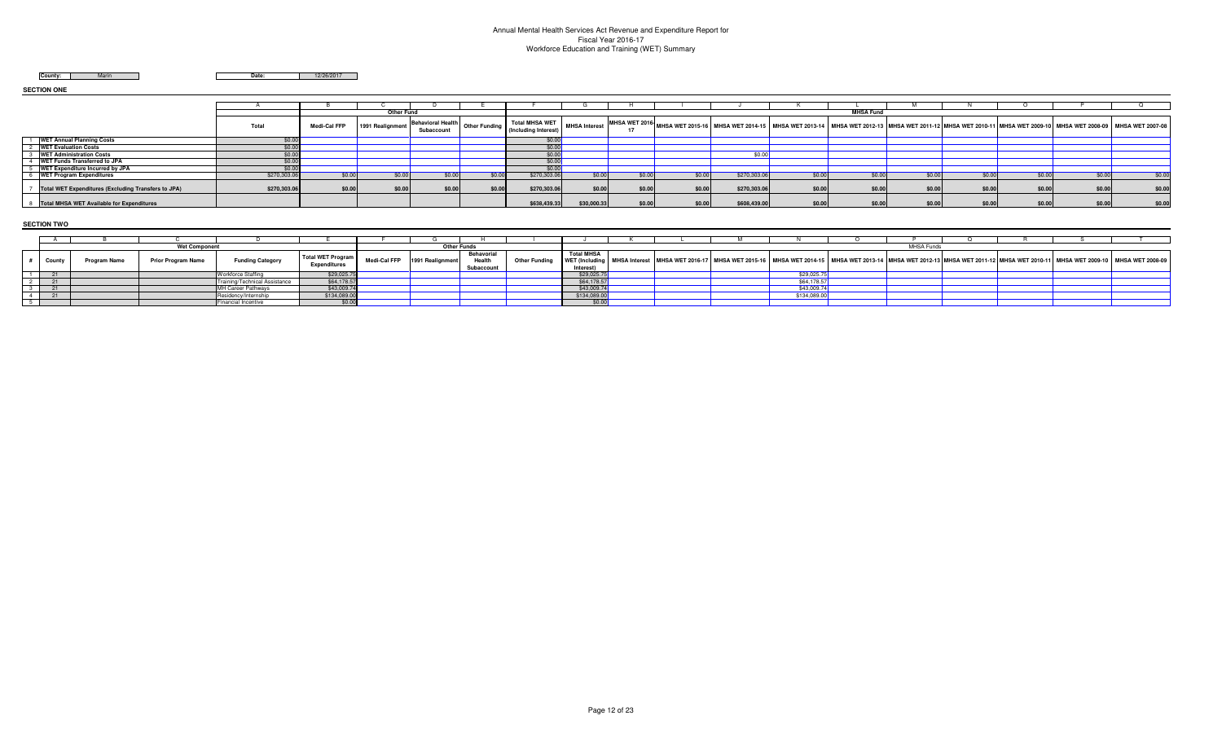# Annual Mental Health Services Act Revenue and Expenditure Report for Fiscal Year 2016-17 Workforce Education and Training (WET) Summary

**County:** Marin **Date:** 12/26/2017

## SECTION ONE

| | A | B | C | D | E | F | G | H | I | J | K | L | M | N | O | P | Q |
|---|---|---|---|---|---|---|---|---|---|---|---|---|---|---|---|---|---|
| | | Other Fund | | | | MHSA Fund | | | | | | | | | | | |
| | Total | Medi-Cal FFP | 1991 Realignment | Behavioral Health Subaccount | Other Funding | Total MHSA WET (Including Interest) | MHSA Interest | MHSA WET 2016-17 | MHSA WET 2015-16 | MHSA WET 2014-15 | MHSA WET 2013-14 | MHSA WET 2012-13 | MHSA WET 2011-12 | MHSA WET 2010-11 | MHSA WET 2009-10 | MHSA WET 2008-09 | MHSA WET 2007-08 |
| 1 WET Annual Planning Costs | $0.00 | | | | | $0.00 | | | | | | | | | | | |
| 2 WET Evaluation Costs | $0.00 | | | | | $0.00 | | | | | | | | | | | |
| 3 WET Administration Costs | $0.00 | | | | | $0.00 | | | | $0.00 | | | | | | | |
| 4 WET Funds Transferred to JPA | $0.00 | | | | | $0.00 | | | | | | | | | | | |
| 5 WET Expenditure Incurred by JPA | $0.00 | | | | | $0.00 | | | | | | | | | | | |
| 6 WET Program Expenditures | $270,303.06 | $0.00 | $0.00 | $0.00 | $0.00 | $270,303.06 | $0.00 | $0.00 | $0.00 | $270,303.06 | $0.00 | $0.00 | $0.00 | $0.00 | $0.00 | $0.00 | $0.00 |
| 7 Total WET Expenditures (Excluding Transfers to JPA) | $270,303.06 | $0.00 | $0.00 | $0.00 | $0.00 | $270,303.06 | $0.00 | $0.00 | $0.00 | $270,303.06 | $0.00 | $0.00 | $0.00 | $0.00 | $0.00 | $0.00 | $0.00 |
| 8 Total MHSA WET Available for Expenditures | | | | | | $638,439.33 | $30,000.33 | $0.00 | $0.00 | $608,439.00 | $0.00 | $0.00 | $0.00 | $0.00 | $0.00 | $0.00 | $0.00 |

## SECTION TWO

| | A | B | C | D | E | F | G | H | I | J | K | L | M | N | O | P | Q | R | S | T |
|---|---|---|---|---|---|---|---|---|---|---|---|---|---|---|---|---|---|---|---|---|
| | Wet Component | | | | | Other Funds | | | | MHSA Funds | | | | | | | | | | |
| # | County | Program Name | Prior Program Name | Funding Category | Total WET Program Expenditures | Medi-Cal FFP | 1991 Realignment | Behavioral Health Subaccount | Other Funding | Total MHSA WET (Including Interest) | MHSA Interest | MHSA WET 2016-17 | MHSA WET 2015-16 | MHSA WET 2014-15 | MHSA WET 2013-14 | MHSA WET 2012-13 | MHSA WET 2011-12 | MHSA WET 2010-11 | MHSA WET 2009-10 | MHSA WET 2008-09 |
| 1 | 21 | | | Workforce Staffing | $29,025.75 | | | | | $29,025.75 | | | | $29,025.75 | | | | | | |
| 2 | 21 | | | Training/Technical Assistance | $64,178.57 | | | | | $64,178.57 | | | | $64,178.57 | | | | | | |
| 3 | 21 | | | MH Career Pathways | $43,009.74 | | | | | $43,009.74 | | | | $43,009.74 | | | | | | |
| 4 | 21 | | | Residency/Internship | $134,089.00 | | | | | $134,089.00 | | | | $134,089.00 | | | | | | |
| 5 | | | | Financial Incentive | $0.00 | | | | | $0.00 | | | | | | | | | | |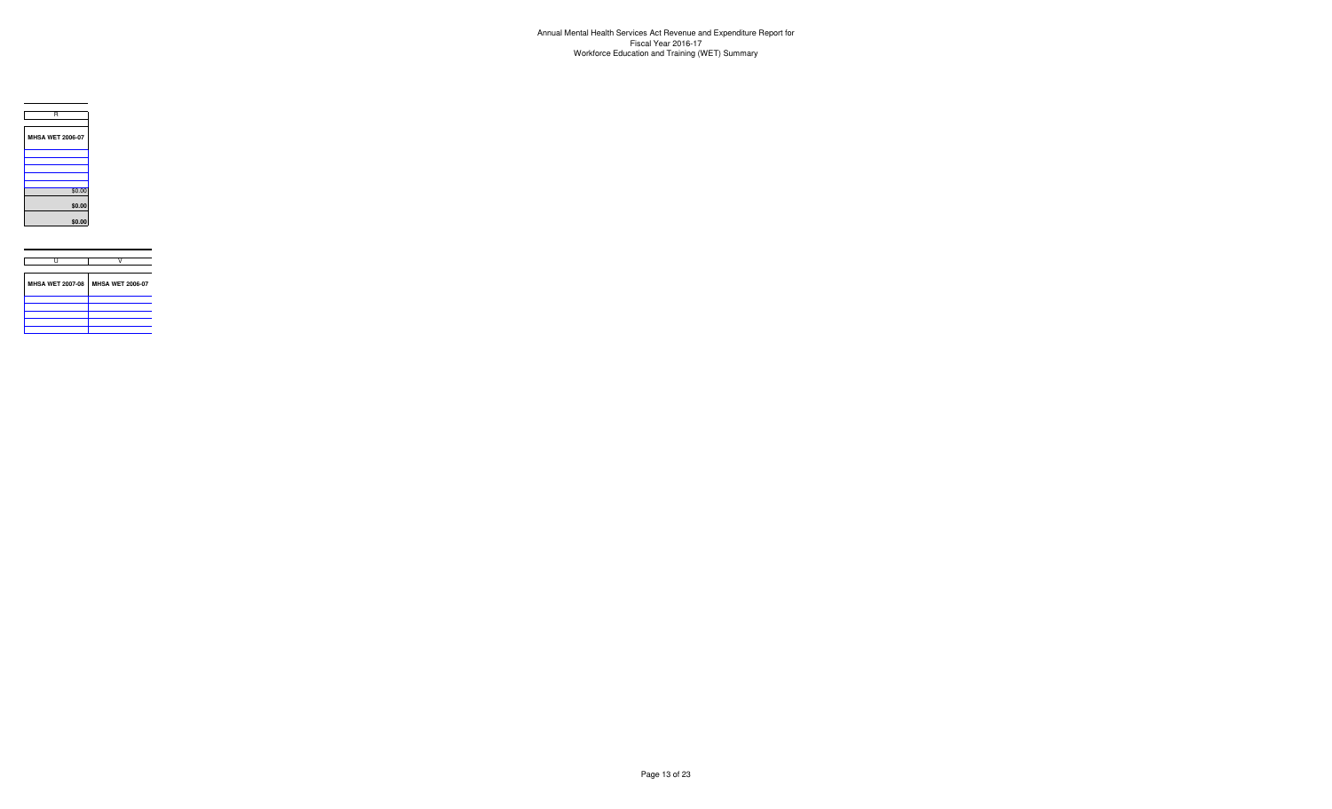Annual Mental Health Services Act Revenue and Expenditure Report for
Fiscal Year 2016-17
Workforce Education and Training (WET) Summary

| R |
|---|
| **MHSA WET 2006-07** |
| |
| |
| |
| |
| |
| $0.00 |
| **$0.00** |
| **$0.00** |

| U | V |
|---|---|
| **MHSA WET 2007-08** | **MHSA WET 2006-07** |
| | |
| | |
| | |
| | |
| | |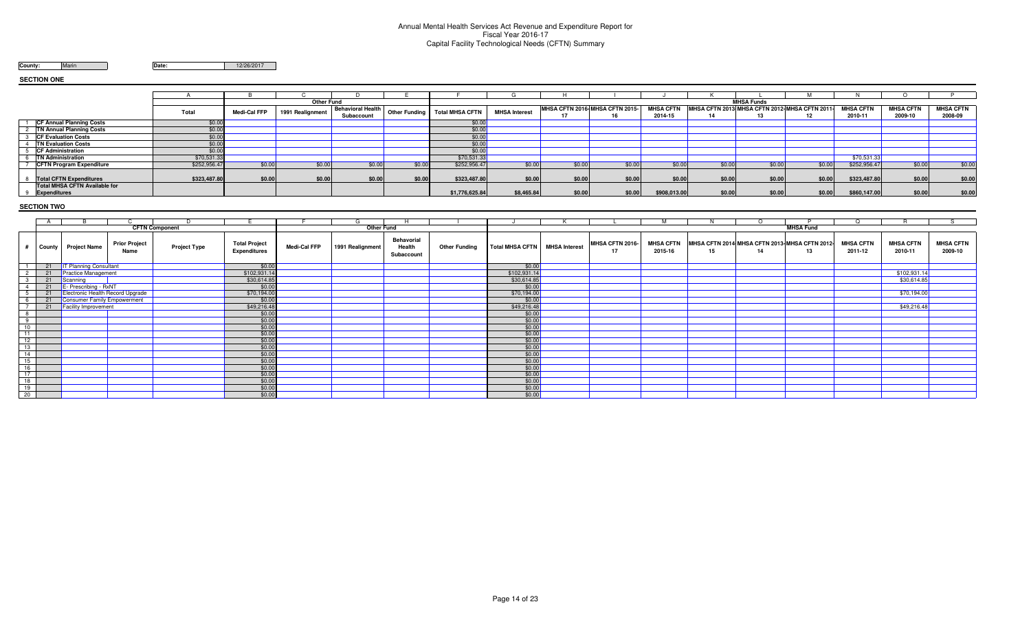# Annual Mental Health Services Act Revenue and Expenditure Report for
## Fiscal Year 2016-17
## Capital Facility Technological Needs (CFTN) Summary

**County:** Marin **Date:** 12/26/2017

### SECTION ONE

| | | A | B | C | D | E | F | G | H | I | J | K | L | M | N | O | P |
|---|---|---|---|---|---|---|---|---|---|---|---|---|---|---|---|---|---|
| | | | Other Fund | | | | MHSA Funds | | | | | | | | | | |
| | | Total | Medi-Cal FFP | 1991 Realignment | Behavioral Health Subaccount | Other Funding | Total MHSA CFTN | MHSA Interest | MHSA CFTN 2016-17 | MHSA CFTN 2015-16 | MHSA CFTN 2014-15 | MHSA CFTN 2013-14 | MHSA CFTN 2012-13 | MHSA CFTN 2011-12 | MHSA CFTN 2010-11 | MHSA CFTN 2009-10 | MHSA CFTN 2008-09 |
| 1 | CF Annual Planning Costs | $0.00 | | | | | $0.00 | | | | | | | | | | |
| 2 | TN Annual Planning Costs | $0.00 | | | | | $0.00 | | | | | | | | | | |
| 3 | CF Evaluation Costs | $0.00 | | | | | $0.00 | | | | | | | | | | |
| 4 | TN Evaluation Costs | $0.00 | | | | | $0.00 | | | | | | | | | | |
| 5 | CF Administration | $0.00 | | | | | $0.00 | | | | | | | | | | |
| 6 | TN Administration | $70,531.33 | | | | | $70,531.33 | | | | | | | | $70,531.33 | | |
| 7 | CFTN Program Expenditure | $252,956.47 | $0.00 | $0.00 | $0.00 | $0.00 | $252,956.47 | $0.00 | $0.00 | $0.00 | $0.00 | $0.00 | $0.00 | $0.00 | $252,956.47 | $0.00 | $0.00 |
| 8 | Total CFTN Expenditures | $323,487.80 | $0.00 | $0.00 | $0.00 | $0.00 | $323,487.80 | $0.00 | $0.00 | $0.00 | $0.00 | $0.00 | $0.00 | $0.00 | $323,487.80 | $0.00 | $0.00 |
| 9 | Total MHSA CFTN Available for Expenditures | | | | | | $1,776,625.84 | $8,465.84 | $0.00 | $0.00 | $908,013.00 | $0.00 | $0.00 | $0.00 | $860,147.00 | $0.00 | $0.00 |

### SECTION TWO

| | A | B | C | D | E | F | G | H | I | J | K | L | M | N | O | P | Q | R | S |
|---|---|---|---|---|---|---|---|---|---|---|---|---|---|---|---|---|---|---|---|
| | CFTN Component | | | | | Other Fund | | | | MHSA Fund | | | | | | | | | |
| # | County | Project Name | Prior Project Name | Project Type | Total Project Expenditures | Medi-Cal FFP | 1991 Realignment | Behavioral Health Subaccount | Other Funding | Total MHSA CFTN | MHSA Interest | MHSA CFTN 2016-17 | MHSA CFTN 2015-16 | MHSA CFTN 2014-15 | MHSA CFTN 2013-14 | MHSA CFTN 2012-13 | MHSA CFTN 2011-12 | MHSA CFTN 2010-11 | MHSA CFTN 2009-10 |
| 1 | 21 | IT Planning Consultant | | | $0.00 | | | | | $0.00 | | | | | | | | | |
| 2 | 21 | Practice Management | | | $102,931.14 | | | | | $102,931.14 | | | | | | | | $102,931.14 | |
| 3 | 21 | Scanning | | | $30,614.85 | | | | | $30,614.85 | | | | | | | | $30,614.85 | |
| 4 | 21 | E- Prescribing - RxNT | | | $0.00 | | | | | $0.00 | | | | | | | | | |
| 5 | 21 | Electronic Health Record Upgrade | | | $70,194.00 | | | | | $70,194.00 | | | | | | | | $70,194.00 | |
| 6 | 21 | Consumer Family Empowerment | | | $0.00 | | | | | $0.00 | | | | | | | | | |
| 7 | 21 | Facility Improvement | | | $49,216.48 | | | | | $49,216.48 | | | | | | | | $49,216.48 | |
| 8 | | | | | $0.00 | | | | | $0.00 | | | | | | | | | |
| 9 | | | | | $0.00 | | | | | $0.00 | | | | | | | | | |
| 10 | | | | | $0.00 | | | | | $0.00 | | | | | | | | | |
| 11 | | | | | $0.00 | | | | | $0.00 | | | | | | | | | |
| 12 | | | | | $0.00 | | | | | $0.00 | | | | | | | | | |
| 13 | | | | | $0.00 | | | | | $0.00 | | | | | | | | | |
| 14 | | | | | $0.00 | | | | | $0.00 | | | | | | | | | |
| 15 | | | | | $0.00 | | | | | $0.00 | | | | | | | | | |
| 16 | | | | | $0.00 | | | | | $0.00 | | | | | | | | | |
| 17 | | | | | $0.00 | | | | | $0.00 | | | | | | | | | |
| 18 | | | | | $0.00 | | | | | $0.00 | | | | | | | | | |
| 19 | | | | | $0.00 | | | | | $0.00 | | | | | | | | | |
| 20 | | | | | $0.00 | | | | | $0.00 | | | | | | | | | |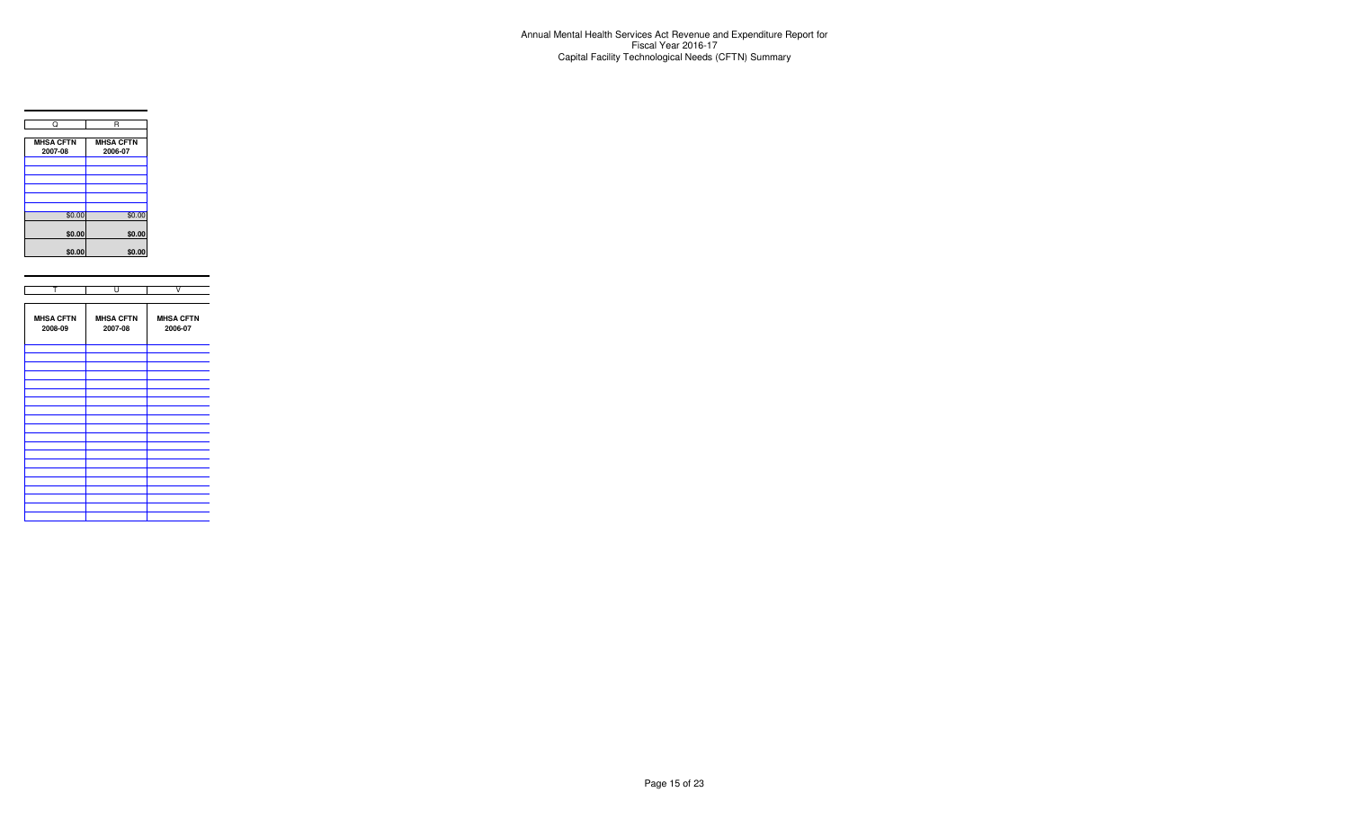Annual Mental Health Services Act Revenue and Expenditure Report for
Fiscal Year 2016-17
Capital Facility Technological Needs (CFTN) Summary

| Q | R |
|---|---|
| **MHSA CFTN 2007-08** | **MHSA CFTN 2006-07** |
| | |
| | |
| | |
| | |
| | |
| | |
| $0.00 | $0.00 |
| **$0.00** | **$0.00** |
| **$0.00** | **$0.00** |

| T | U | V |
|---|---|---|
| **MHSA CFTN 2008-09** | **MHSA CFTN 2007-08** | **MHSA CFTN 2006-07** |
| | | |
| | | |
| | | |
| | | |
| | | |
| | | |
| | | |
| | | |
| | | |
| | | |
| | | |
| | | |
| | | |
| | | |
| | | |
| | | |
| | | |
| | | |
| | | |
| | | |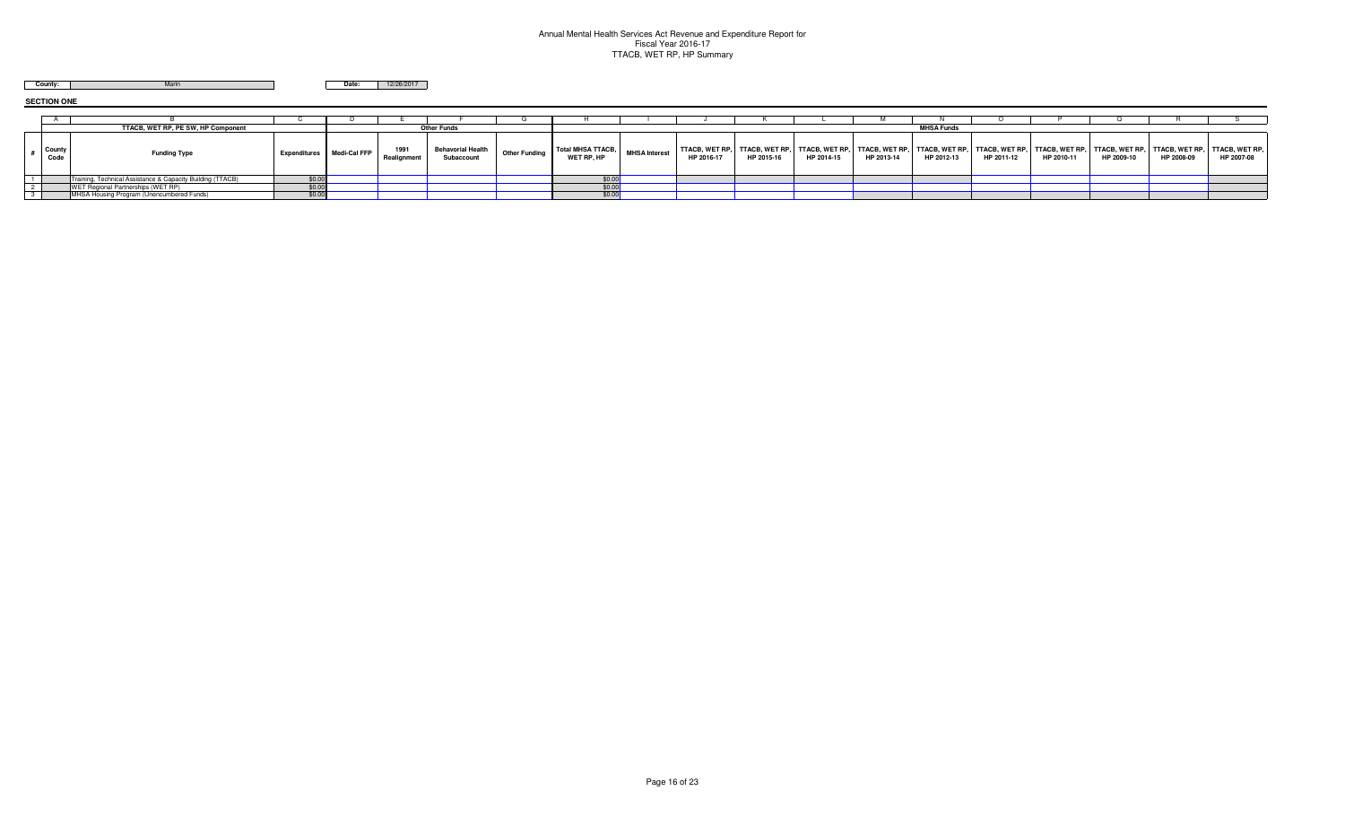# Annual Mental Health Services Act Revenue and Expenditure Report for Fiscal Year 2016-17
## TTACB, WET RP, HP Summary

**County:** Marin

**Date:** 12/26/2017

**SECTION ONE**

| | A | B | C | D | E | F | G | H | I | J | K | L | M | N | O | P | Q | R | S |
|---|---|---|---|---|---|---|---|---|---|---|---|---|---|---|---|---|---|---|---|
| | TTACB, WET RP, PE SW, HP Component | | | Other Funds | | | | MHSA Funds | | | | | | | | | | | |
| # | County Code | Funding Type | Expenditures | Medi-Cal FFP | 1991 Realignment | Behavorial Health Subaccount | Other Funding | Total MHSA TTACB, WET RP, HP | MHSA Interest | TTACB, WET RP, HP 2016-17 | TTACB, WET RP, HP 2015-16 | TTACB, WET RP, HP 2014-15 | TTACB, WET RP, HP 2013-14 | TTACB, WET RP, HP 2012-13 | TTACB, WET RP, HP 2011-12 | TTACB, WET RP, HP 2010-11 | TTACB, WET RP, HP 2009-10 | TTACB, WET RP, HP 2008-09 | TTACB, WET RP, HP 2007-08 |
| 1 | | Training, Technical Assistance & Capacity Building (TTACB) | $0.00 | | | | | $0.00 | | | | | | | | | | | |
| 2 | | WET Regional Partnerships (WET RP) | $0.00 | | | | | $0.00 | | | | | | | | | | | |
| 3 | | MHSA Housing Program (Unencumbered Funds) | $0.00 | | | | | $0.00 | | | | | | | | | | | |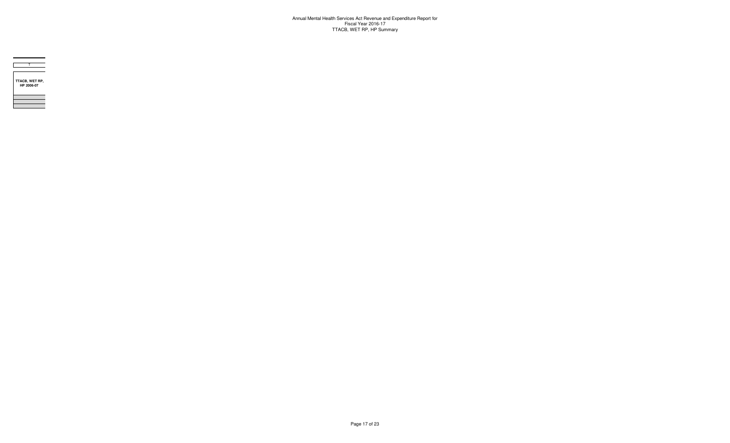Annual Mental Health Services Act Revenue and Expenditure Report for
Fiscal Year 2016-17
TTACB, WET RP, HP Summary

| T |
| --- |
| **TTACB, WET RP, HP 2006-07** |
| |
| |
| |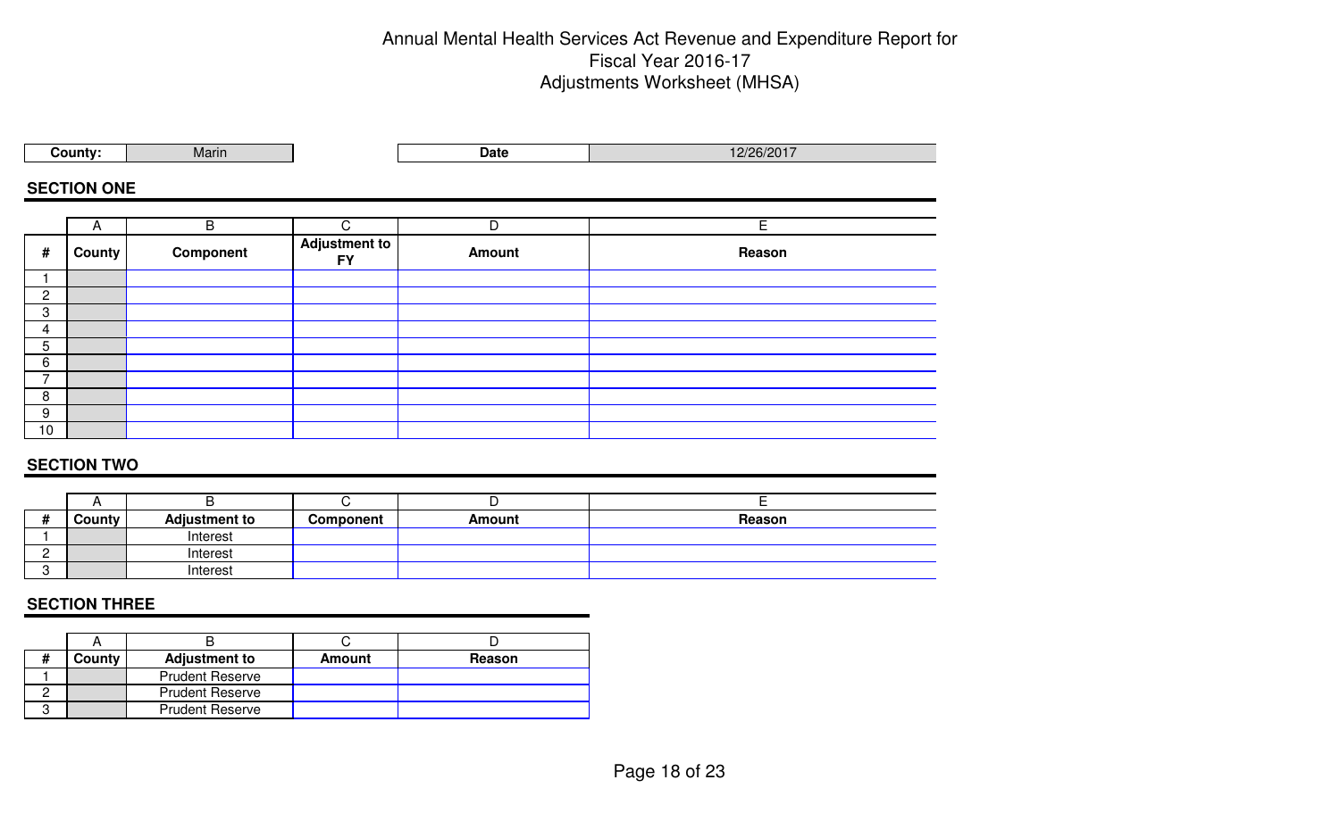# Annual Mental Health Services Act Revenue and Expenditure Report for Fiscal Year 2016-17
## Adjustments Worksheet (MHSA)

| County: | Marin | Date | 12/26/2017 |
|---|---|---|---|

### SECTION ONE

| | A | B | C | D | E |
|---|---|---|---|---|---|
| # | County | Component | Adjustment to FY | Amount | Reason |
| 1 | | | | | |
| 2 | | | | | |
| 3 | | | | | |
| 4 | | | | | |
| 5 | | | | | |
| 6 | | | | | |
| 7 | | | | | |
| 8 | | | | | |
| 9 | | | | | |
| 10 | | | | | |

### SECTION TWO

| | A | B | C | D | E |
|---|---|---|---|---|---|
| # | County | Adjustment to | Component | Amount | Reason |
| 1 | | Interest | | | |
| 2 | | Interest | | | |
| 3 | | Interest | | | |

### SECTION THREE

| | A | B | C | D |
|---|---|---|---|---|
| # | County | Adjustment to | Amount | Reason |
| 1 | | Prudent Reserve | | |
| 2 | | Prudent Reserve | | |
| 3 | | Prudent Reserve | | |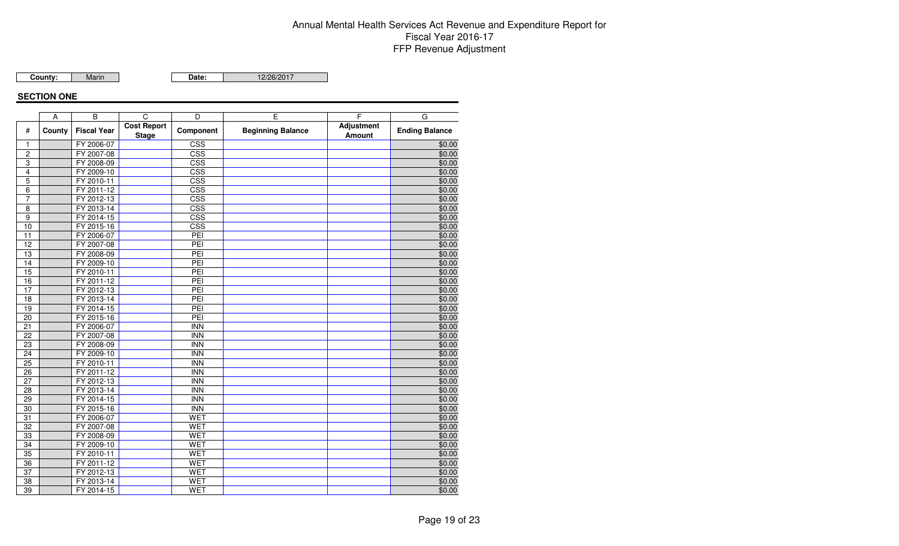# Annual Mental Health Services Act Revenue and Expenditure Report for Fiscal Year 2016-17
# FFP Revenue Adjustment

| County: | Marin | Date: | 12/26/2017 |
|---|---|---|---|

**SECTION ONE**

| | A | B | C | D | E | F | G |
|---|---|---|---|---|---|---|---|
| # | County | Fiscal Year | Cost Report Stage | Component | Beginning Balance | Adjustment Amount | Ending Balance |
| 1 | | FY 2006-07 | | CSS | | | $0.00 |
| 2 | | FY 2007-08 | | CSS | | | $0.00 |
| 3 | | FY 2008-09 | | CSS | | | $0.00 |
| 4 | | FY 2009-10 | | CSS | | | $0.00 |
| 5 | | FY 2010-11 | | CSS | | | $0.00 |
| 6 | | FY 2011-12 | | CSS | | | $0.00 |
| 7 | | FY 2012-13 | | CSS | | | $0.00 |
| 8 | | FY 2013-14 | | CSS | | | $0.00 |
| 9 | | FY 2014-15 | | CSS | | | $0.00 |
| 10 | | FY 2015-16 | | CSS | | | $0.00 |
| 11 | | FY 2006-07 | | PEI | | | $0.00 |
| 12 | | FY 2007-08 | | PEI | | | $0.00 |
| 13 | | FY 2008-09 | | PEI | | | $0.00 |
| 14 | | FY 2009-10 | | PEI | | | $0.00 |
| 15 | | FY 2010-11 | | PEI | | | $0.00 |
| 16 | | FY 2011-12 | | PEI | | | $0.00 |
| 17 | | FY 2012-13 | | PEI | | | $0.00 |
| 18 | | FY 2013-14 | | PEI | | | $0.00 |
| 19 | | FY 2014-15 | | PEI | | | $0.00 |
| 20 | | FY 2015-16 | | PEI | | | $0.00 |
| 21 | | FY 2006-07 | | INN | | | $0.00 |
| 22 | | FY 2007-08 | | INN | | | $0.00 |
| 23 | | FY 2008-09 | | INN | | | $0.00 |
| 24 | | FY 2009-10 | | INN | | | $0.00 |
| 25 | | FY 2010-11 | | INN | | | $0.00 |
| 26 | | FY 2011-12 | | INN | | | $0.00 |
| 27 | | FY 2012-13 | | INN | | | $0.00 |
| 28 | | FY 2013-14 | | INN | | | $0.00 |
| 29 | | FY 2014-15 | | INN | | | $0.00 |
| 30 | | FY 2015-16 | | INN | | | $0.00 |
| 31 | | FY 2006-07 | | WET | | | $0.00 |
| 32 | | FY 2007-08 | | WET | | | $0.00 |
| 33 | | FY 2008-09 | | WET | | | $0.00 |
| 34 | | FY 2009-10 | | WET | | | $0.00 |
| 35 | | FY 2010-11 | | WET | | | $0.00 |
| 36 | | FY 2011-12 | | WET | | | $0.00 |
| 37 | | FY 2012-13 | | WET | | | $0.00 |
| 38 | | FY 2013-14 | | WET | | | $0.00 |
| 39 | | FY 2014-15 | | WET | | | $0.00 |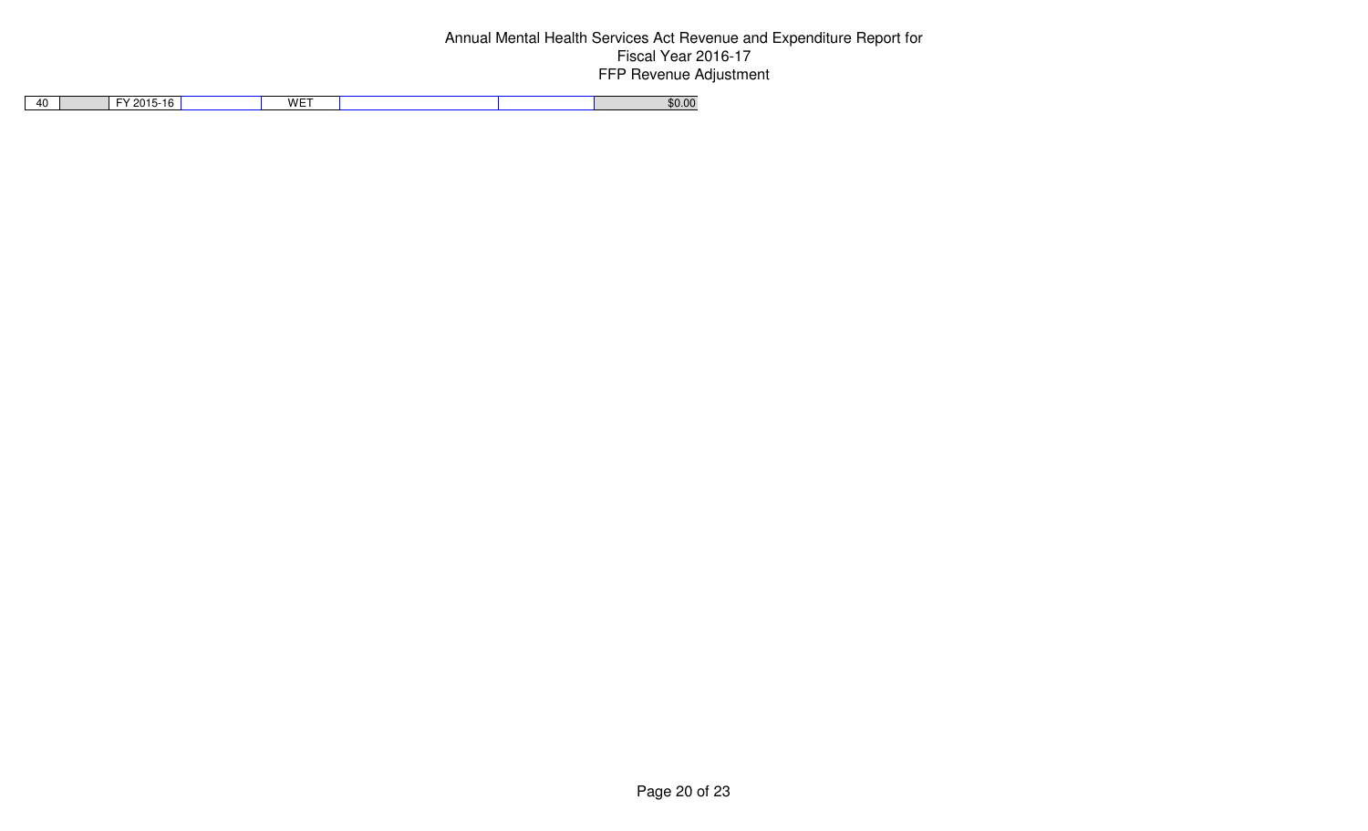# Annual Mental Health Services Act Revenue and Expenditure Report for Fiscal Year 2016-17

## FFP Revenue Adjustment

| | | | | | | | |
|---|---|---|---|---|---|---|---|
| 40 | | FY 2015-16 | | WET | | | $0.00 |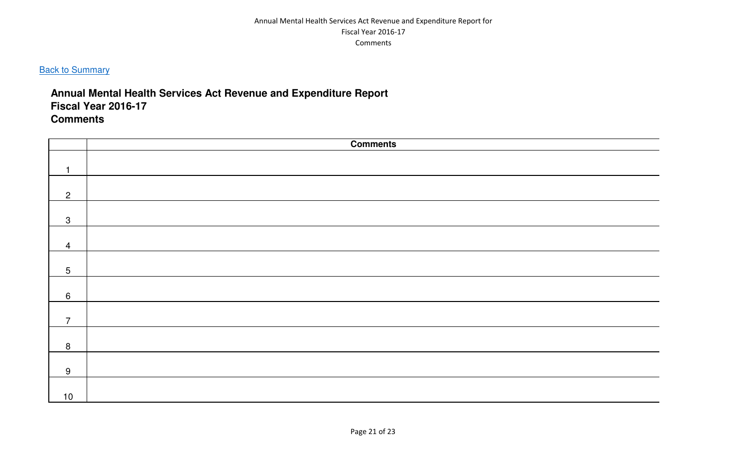[Back to Summary]

**Annual Mental Health Services Act Revenue and Expenditure Report**
**Fiscal Year 2016-17**
**Comments**

| | Comments |
|---|---|
| 1 | |
| 2 | |
| 3 | |
| 4 | |
| 5 | |
| 6 | |
| 7 | |
| 8 | |
| 9 | |
| 10 | |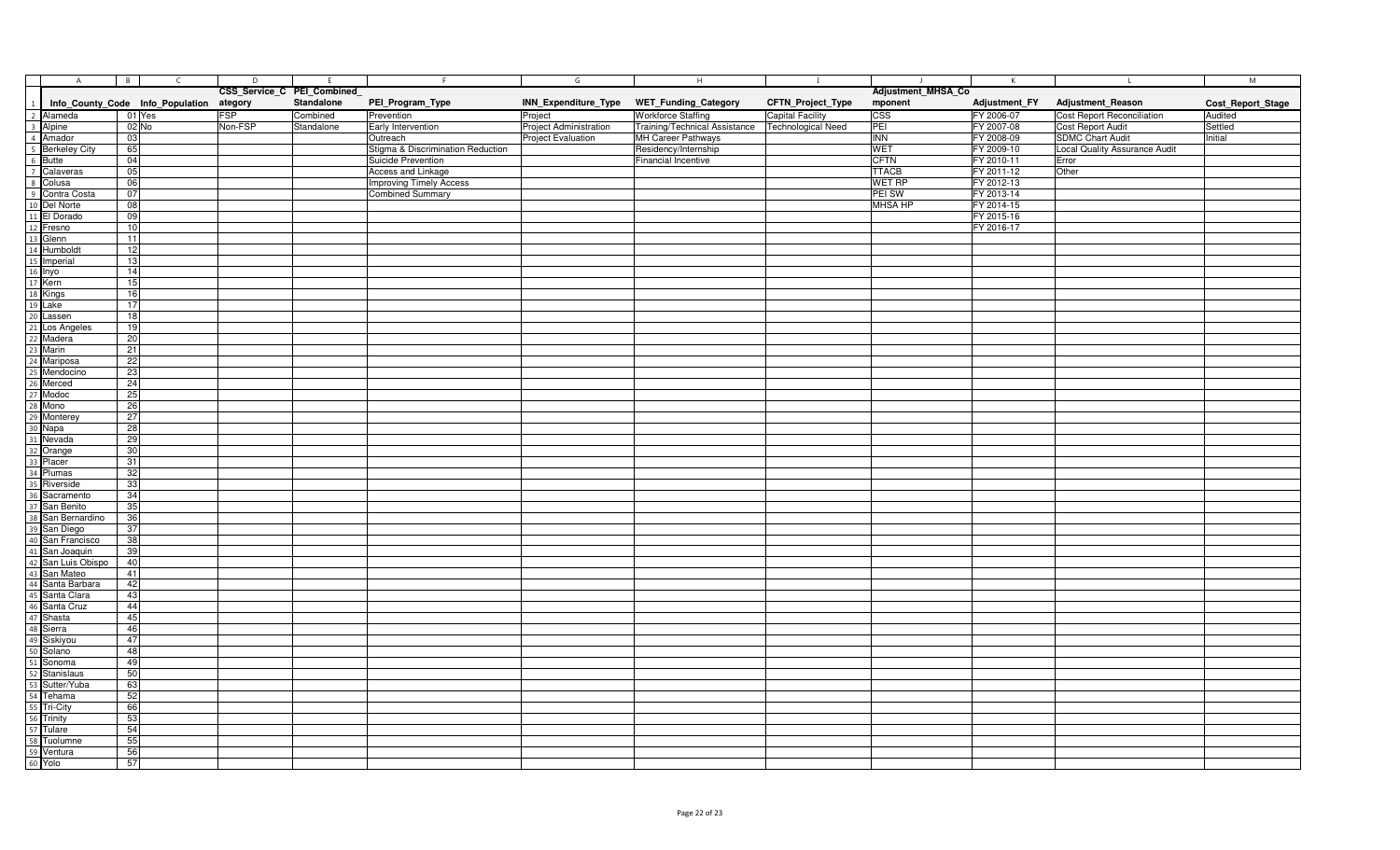| Info_County | Code | Info_Population | CSS_Service_Category | PEI_Combined_Standalone | PEI_Program_Type | INN_Expenditure_Type | WET_Funding_Category | CFTN_Project_Type | Adjustment_MHSA_Component | Adjustment_FY | Adjustment_Reason | Cost_Report_Stage |
|---|---|---|---|---|---|---|---|---|---|---|---|---|
| Alameda | 01 | Yes | FSP | Combined | Prevention | Project | Workforce Staffing | Capital Facility | CSS | FY 2006-07 | Cost Report Reconciliation | Audited |
| Alpine | 02 | No | Non-FSP | Standalone | Early Intervention | Project Administration | Training/Technical Assistance | Technological Need | PEI | FY 2007-08 | Cost Report Audit | Settled |
| Amador | 03 | | | | Outreach | Project Evaluation | MH Career Pathways | | INN | FY 2008-09 | SDMC Chart Audit | Initial |
| Berkeley City | 65 | | | | Stigma & Discrimination Reduction | | Residency/Internship | | WET | FY 2009-10 | Local Quality Assurance Audit | |
| Butte | 04 | | | | Suicide Prevention | | Financial Incentive | | CFTN | FY 2010-11 | Error | |
| Calaveras | 05 | | | | Access and Linkage | | | | TTACB | FY 2011-12 | Other | |
| Colusa | 06 | | | | Improving Timely Access | | | | WET RP | FY 2012-13 | | |
| Contra Costa | 07 | | | | Combined Summary | | | | PEI SW | FY 2013-14 | | |
| Del Norte | 08 | | | | | | | | MHSA HP | FY 2014-15 | | |
| El Dorado | 09 | | | | | | | | | FY 2015-16 | | |
| Fresno | 10 | | | | | | | | | FY 2016-17 | | |
| Glenn | 11 | | | | | | | | | | | |
| Humboldt | 12 | | | | | | | | | | | |
| Imperial | 13 | | | | | | | | | | | |
| Inyo | 14 | | | | | | | | | | | |
| Kern | 15 | | | | | | | | | | | |
| Kings | 16 | | | | | | | | | | | |
| Lake | 17 | | | | | | | | | | | |
| Lassen | 18 | | | | | | | | | | | |
| Los Angeles | 19 | | | | | | | | | | | |
| Madera | 20 | | | | | | | | | | | |
| Marin | 21 | | | | | | | | | | | |
| Mariposa | 22 | | | | | | | | | | | |
| Mendocino | 23 | | | | | | | | | | | |
| Merced | 24 | | | | | | | | | | | |
| Modoc | 25 | | | | | | | | | | | |
| Mono | 26 | | | | | | | | | | | |
| Monterey | 27 | | | | | | | | | | | |
| Napa | 28 | | | | | | | | | | | |
| Nevada | 29 | | | | | | | | | | | |
| Orange | 30 | | | | | | | | | | | |
| Placer | 31 | | | | | | | | | | | |
| Plumas | 32 | | | | | | | | | | | |
| Riverside | 33 | | | | | | | | | | | |
| Sacramento | 34 | | | | | | | | | | | |
| San Benito | 35 | | | | | | | | | | | |
| San Bernardino | 36 | | | | | | | | | | | |
| San Diego | 37 | | | | | | | | | | | |
| San Francisco | 38 | | | | | | | | | | | |
| San Joaquin | 39 | | | | | | | | | | | |
| San Luis Obispo | 40 | | | | | | | | | | | |
| San Mateo | 41 | | | | | | | | | | | |
| Santa Barbara | 42 | | | | | | | | | | | |
| Santa Clara | 43 | | | | | | | | | | | |
| Santa Cruz | 44 | | | | | | | | | | | |
| Shasta | 45 | | | | | | | | | | | |
| Sierra | 46 | | | | | | | | | | | |
| Siskiyou | 47 | | | | | | | | | | | |
| Solano | 48 | | | | | | | | | | | |
| Sonoma | 49 | | | | | | | | | | | |
| Stanislaus | 50 | | | | | | | | | | | |
| Sutter/Yuba | 63 | | | | | | | | | | | |
| Tehama | 52 | | | | | | | | | | | |
| Tri-City | 66 | | | | | | | | | | | |
| Trinity | 53 | | | | | | | | | | | |
| Tulare | 54 | | | | | | | | | | | |
| Tuolumne | 55 | | | | | | | | | | | |
| Ventura | 56 | | | | | | | | | | | |
| Yolo | 57 | | | | | | | | | | | |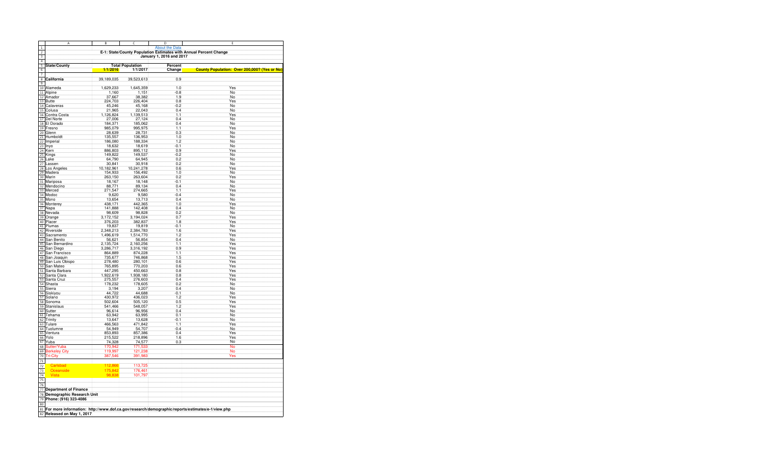About the Data

**E-1: State/County Population Estimates with Annual Percent Change**

**January 1, 2016 and 2017**

| State/County | Total Population | | Percent | County Population: Over 200,000? (Yes or No) |
|---|---|---|---|---|
| | 1/1/2016 | 1/1/2017 | Change | |
| **California** | 39,189,035 | 39,523,613 | 0.9 | |
| Alameda | 1,629,233 | 1,645,359 | 1.0 | Yes |
| Alpine | 1,160 | 1,151 | -0.8 | No |
| Amador | 37,667 | 38,382 | 1.9 | No |
| Butte | 224,703 | 226,404 | 0.8 | Yes |
| Calaveras | 45,246 | 45,168 | -0.2 | No |
| Colusa | 21,965 | 22,043 | 0.4 | No |
| Contra Costa | 1,126,824 | 1,139,513 | 1.1 | Yes |
| Del Norte | 27,006 | 27,124 | 0.4 | No |
| El Dorado | 184,371 | 185,062 | 0.4 | No |
| Fresno | 985,079 | 995,975 | 1.1 | Yes |
| Glenn | 28,639 | 28,731 | 0.3 | No |
| Humboldt | 135,557 | 136,953 | 1.0 | No |
| Imperial | 186,080 | 188,334 | 1.2 | No |
| Inyo | 18,632 | 18,619 | -0.1 | No |
| Kern | 886,803 | 895,112 | 0.9 | Yes |
| Kings | 149,822 | 149,537 | -0.2 | No |
| Lake | 64,790 | 64,945 | 0.2 | No |
| Lassen | 30,841 | 30,918 | 0.2 | No |
| Los Angeles | 10,182,961 | 10,241,278 | 0.6 | Yes |
| Madera | 154,933 | 156,492 | 1.0 | No |
| Marin | 263,150 | 263,604 | 0.2 | Yes |
| Mariposa | 18,167 | 18,148 | -0.1 | No |
| Mendocino | 88,771 | 89,134 | 0.4 | No |
| Merced | 271,547 | 274,665 | 1.1 | Yes |
| Modoc | 9,620 | 9,580 | -0.4 | No |
| Mono | 13,654 | 13,713 | 0.4 | No |
| Monterey | 438,171 | 442,365 | 1.0 | Yes |
| Napa | 141,888 | 142,408 | 0.4 | No |
| Nevada | 98,609 | 98,828 | 0.2 | No |
| Orange | 3,172,152 | 3,194,024 | 0.7 | Yes |
| Placer | 376,203 | 382,837 | 1.8 | Yes |
| Plumas | 19,837 | 19,819 | -0.1 | No |
| Riverside | 2,348,213 | 2,384,783 | 1.6 | Yes |
| Sacramento | 1,496,619 | 1,514,770 | 1.2 | Yes |
| San Benito | 56,621 | 56,854 | 0.4 | No |
| San Bernardino | 2,135,724 | 2,160,256 | 1.1 | Yes |
| San Diego | 3,286,717 | 3,316,192 | 0.9 | Yes |
| San Francisco | 864,889 | 874,228 | 1.1 | Yes |
| San Joaquin | 735,677 | 746,868 | 1.5 | Yes |
| San Luis Obispo | 278,480 | 280,101 | 0.6 | Yes |
| San Mateo | 765,895 | 770,203 | 0.6 | Yes |
| Santa Barbara | 447,295 | 450,663 | 0.8 | Yes |
| Santa Clara | 1,922,619 | 1,938,180 | 0.8 | Yes |
| Santa Cruz | 275,557 | 276,603 | 0.4 | Yes |
| Shasta | 178,232 | 178,605 | 0.2 | No |
| Sierra | 3,194 | 3,207 | 0.4 | No |
| Siskiyou | 44,722 | 44,688 | -0.1 | No |
| Solano | 430,972 | 436,023 | 1.2 | Yes |
| Sonoma | 502,604 | 505,120 | 0.5 | Yes |
| Stanislaus | 541,466 | 548,057 | 1.2 | Yes |
| Sutter | 96,614 | 96,956 | 0.4 | No |
| Tehama | 63,942 | 63,995 | 0.1 | No |
| Trinity | 13,647 | 13,628 | -0.1 | No |
| Tulare | 466,563 | 471,842 | 1.1 | Yes |
| Tuolumne | 54,949 | 54,707 | -0.4 | No |
| Ventura | 853,893 | 857,386 | 0.4 | Yes |
| Yolo | 215,522 | 218,896 | 1.6 | Yes |
| Yuba | 74,328 | 74,577 | 0.3 | No |
| Sutter/Yuba | 170,942 | 171,533 | | No |
| Berkeley City | 119,997 | 121,238 | | No |
| Tri-City | 387,546 | 391,983 | | Yes |
| Carlsbad | 112,866 | 113,725 | | |
| Oceanside | 175,842 | 176,461 | | |
| Vista | 98,838 | 101,797 | | |

**Department of Finance**
**Demographic Research Unit**
**Phone: (916) 323-4086**

**For more information: http://www.dof.ca.gov/research/demographic/reports/estimates/e-1/view.php**
**Released on May 1, 2017**